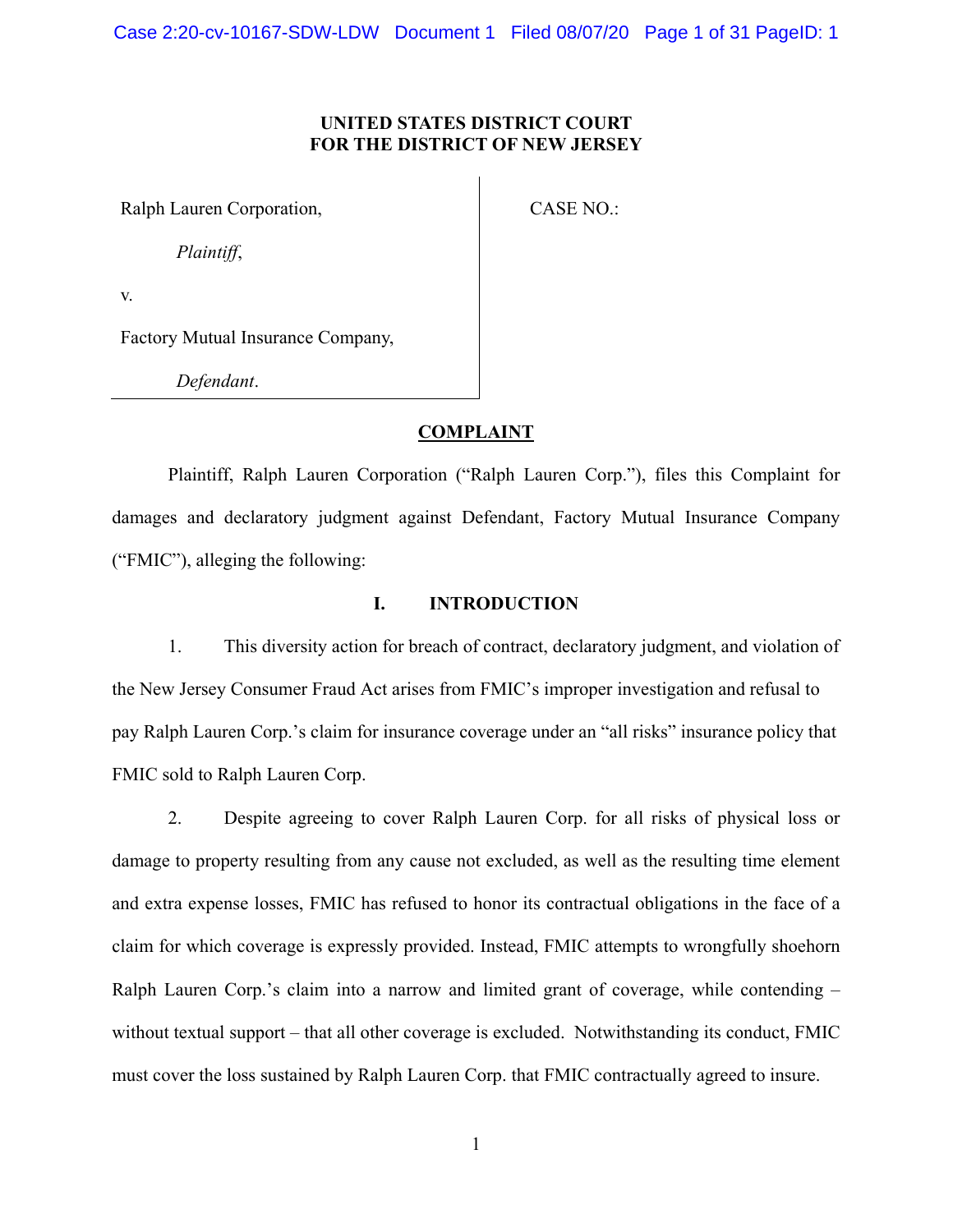**UNITED STATES DISTRICT COURT**
**FOR THE DISTRICT OF NEW JERSEY**

| | |
|---|---|
| Ralph Lauren Corporation,<br><br>*Plaintiff*,<br><br>v.<br><br>Factory Mutual Insurance Company,<br><br>*Defendant*. | CASE NO.: |

## COMPLAINT

Plaintiff, Ralph Lauren Corporation ("Ralph Lauren Corp."), files this Complaint for damages and declaratory judgment against Defendant, Factory Mutual Insurance Company ("FMIC"), alleging the following:

## I. INTRODUCTION

1. This diversity action for breach of contract, declaratory judgment, and violation of the New Jersey Consumer Fraud Act arises from FMIC's improper investigation and refusal to pay Ralph Lauren Corp.'s claim for insurance coverage under an "all risks" insurance policy that FMIC sold to Ralph Lauren Corp.

2. Despite agreeing to cover Ralph Lauren Corp. for all risks of physical loss or damage to property resulting from any cause not excluded, as well as the resulting time element and extra expense losses, FMIC has refused to honor its contractual obligations in the face of a claim for which coverage is expressly provided. Instead, FMIC attempts to wrongfully shoehorn Ralph Lauren Corp.'s claim into a narrow and limited grant of coverage, while contending – without textual support – that all other coverage is excluded. Notwithstanding its conduct, FMIC must cover the loss sustained by Ralph Lauren Corp. that FMIC contractually agreed to insure.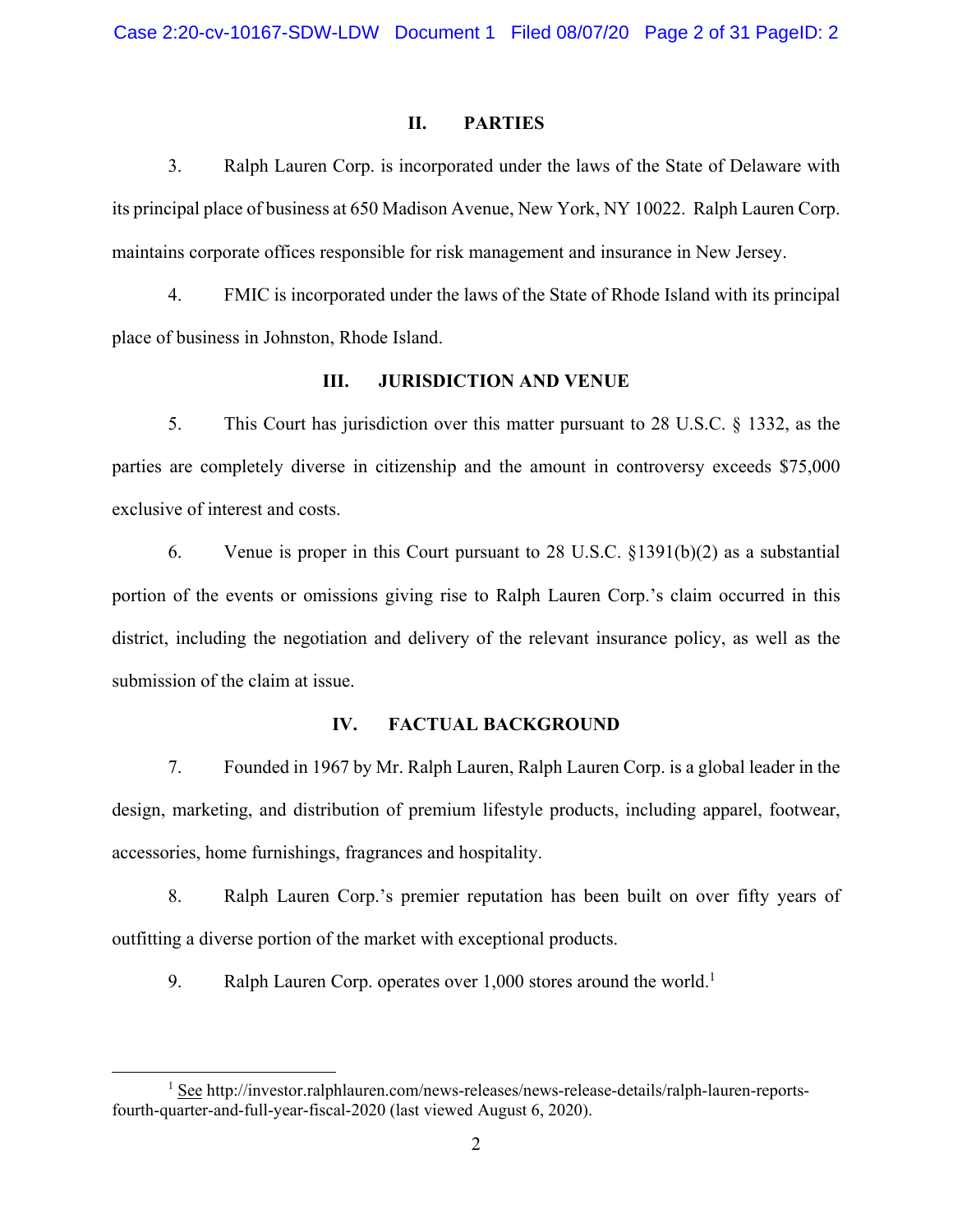## II. PARTIES

3. Ralph Lauren Corp. is incorporated under the laws of the State of Delaware with its principal place of business at 650 Madison Avenue, New York, NY 10022. Ralph Lauren Corp. maintains corporate offices responsible for risk management and insurance in New Jersey.

4. FMIC is incorporated under the laws of the State of Rhode Island with its principal place of business in Johnston, Rhode Island.

## III. JURISDICTION AND VENUE

5. This Court has jurisdiction over this matter pursuant to 28 U.S.C. § 1332, as the parties are completely diverse in citizenship and the amount in controversy exceeds $75,000 exclusive of interest and costs.

6. Venue is proper in this Court pursuant to 28 U.S.C. §1391(b)(2) as a substantial portion of the events or omissions giving rise to Ralph Lauren Corp.'s claim occurred in this district, including the negotiation and delivery of the relevant insurance policy, as well as the submission of the claim at issue.

## IV. FACTUAL BACKGROUND

7. Founded in 1967 by Mr. Ralph Lauren, Ralph Lauren Corp. is a global leader in the design, marketing, and distribution of premium lifestyle products, including apparel, footwear, accessories, home furnishings, fragrances and hospitality.

8. Ralph Lauren Corp.'s premier reputation has been built on over fifty years of outfitting a diverse portion of the market with exceptional products.

9. Ralph Lauren Corp. operates over 1,000 stores around the world.[1]

---

[1] See http://investor.ralphlauren.com/news-releases/news-release-details/ralph-lauren-reports-fourth-quarter-and-full-year-fiscal-2020 (last viewed August 6, 2020).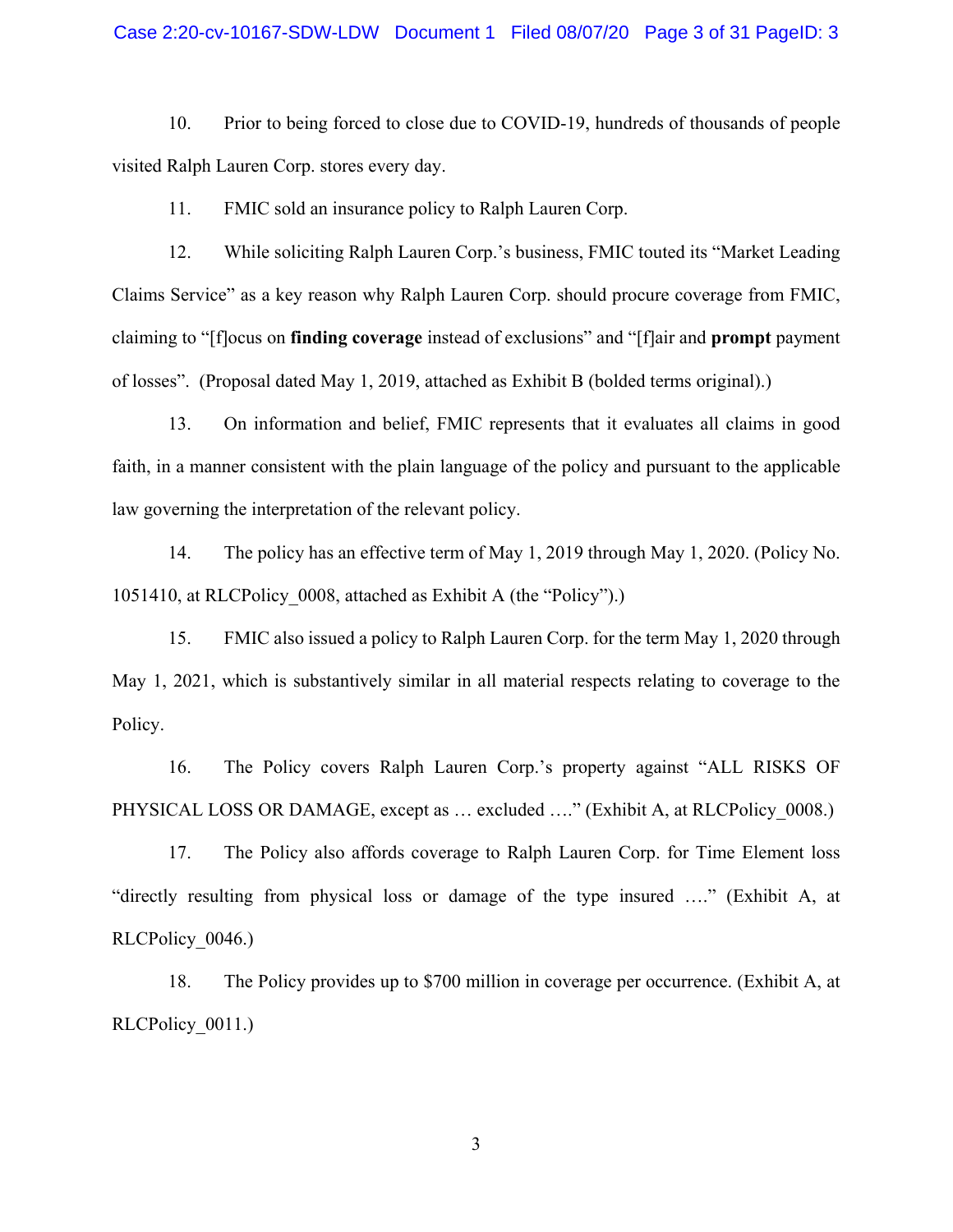10. Prior to being forced to close due to COVID-19, hundreds of thousands of people visited Ralph Lauren Corp. stores every day.

11. FMIC sold an insurance policy to Ralph Lauren Corp.

12. While soliciting Ralph Lauren Corp.'s business, FMIC touted its "Market Leading Claims Service" as a key reason why Ralph Lauren Corp. should procure coverage from FMIC, claiming to "[f]ocus on **finding coverage** instead of exclusions" and "[f]air and **prompt** payment of losses". (Proposal dated May 1, 2019, attached as Exhibit B (bolded terms original).)

13. On information and belief, FMIC represents that it evaluates all claims in good faith, in a manner consistent with the plain language of the policy and pursuant to the applicable law governing the interpretation of the relevant policy.

14. The policy has an effective term of May 1, 2019 through May 1, 2020. (Policy No. 1051410, at RLCPolicy_0008, attached as Exhibit A (the "Policy").)

15. FMIC also issued a policy to Ralph Lauren Corp. for the term May 1, 2020 through May 1, 2021, which is substantively similar in all material respects relating to coverage to the Policy.

16. The Policy covers Ralph Lauren Corp.'s property against "ALL RISKS OF PHYSICAL LOSS OR DAMAGE, except as … excluded …." (Exhibit A, at RLCPolicy_0008.)

17. The Policy also affords coverage to Ralph Lauren Corp. for Time Element loss "directly resulting from physical loss or damage of the type insured …." (Exhibit A, at RLCPolicy_0046.)

18. The Policy provides up to $700 million in coverage per occurrence. (Exhibit A, at RLCPolicy_0011.)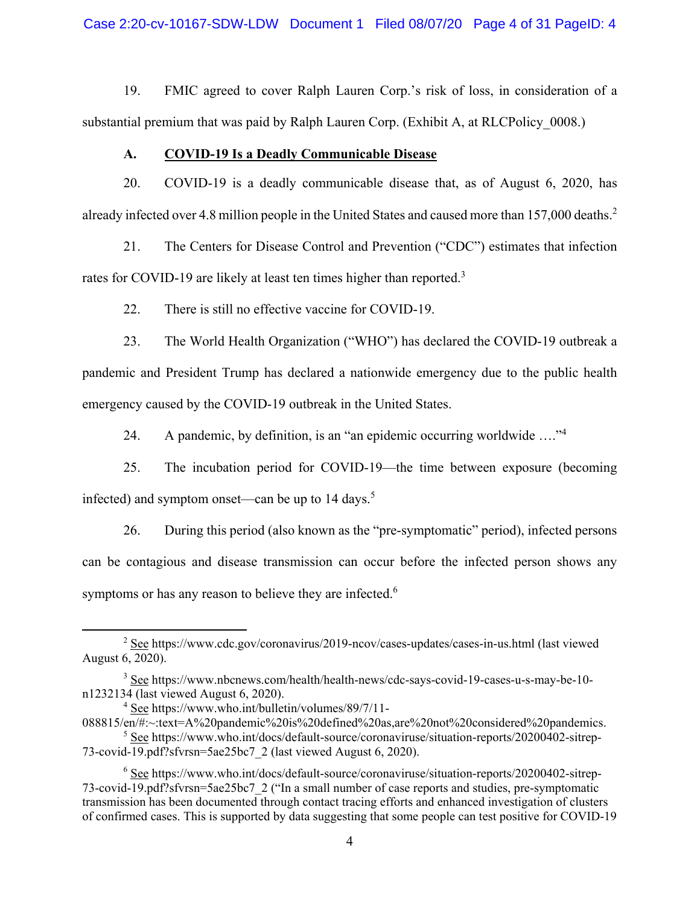19. FMIC agreed to cover Ralph Lauren Corp.'s risk of loss, in consideration of a substantial premium that was paid by Ralph Lauren Corp. (Exhibit A, at RLCPolicy_0008.)

### A. COVID-19 Is a Deadly Communicable Disease

20. COVID-19 is a deadly communicable disease that, as of August 6, 2020, has already infected over 4.8 million people in the United States and caused more than 157,000 deaths.[2]

21. The Centers for Disease Control and Prevention ("CDC") estimates that infection rates for COVID-19 are likely at least ten times higher than reported.[3]

22. There is still no effective vaccine for COVID-19.

23. The World Health Organization ("WHO") has declared the COVID-19 outbreak a pandemic and President Trump has declared a nationwide emergency due to the public health emergency caused by the COVID-19 outbreak in the United States.

24. A pandemic, by definition, is an "an epidemic occurring worldwide …."[4]

25. The incubation period for COVID-19—the time between exposure (becoming infected) and symptom onset—can be up to 14 days.[5]

26. During this period (also known as the "pre-symptomatic" period), infected persons can be contagious and disease transmission can occur before the infected person shows any symptoms or has any reason to believe they are infected.[6]

---

[2] See https://www.cdc.gov/coronavirus/2019-ncov/cases-updates/cases-in-us.html (last viewed August 6, 2020).

[3] See https://www.nbcnews.com/health/health-news/cdc-says-covid-19-cases-u-s-may-be-10-n1232134 (last viewed August 6, 2020).

[4] See https://www.who.int/bulletin/volumes/89/7/11-088815/en/#:~:text=A%20pandemic%20is%20defined%20as,are%20not%20considered%20pandemics.

[5] See https://www.who.int/docs/default-source/coronaviruse/situation-reports/20200402-sitrep-73-covid-19.pdf?sfvrsn=5ae25bc7_2 (last viewed August 6, 2020).

[6] See https://www.who.int/docs/default-source/coronaviruse/situation-reports/20200402-sitrep-73-covid-19.pdf?sfvrsn=5ae25bc7_2 ("In a small number of case reports and studies, pre-symptomatic transmission has been documented through contact tracing efforts and enhanced investigation of clusters of confirmed cases. This is supported by data suggesting that some people can test positive for COVID-19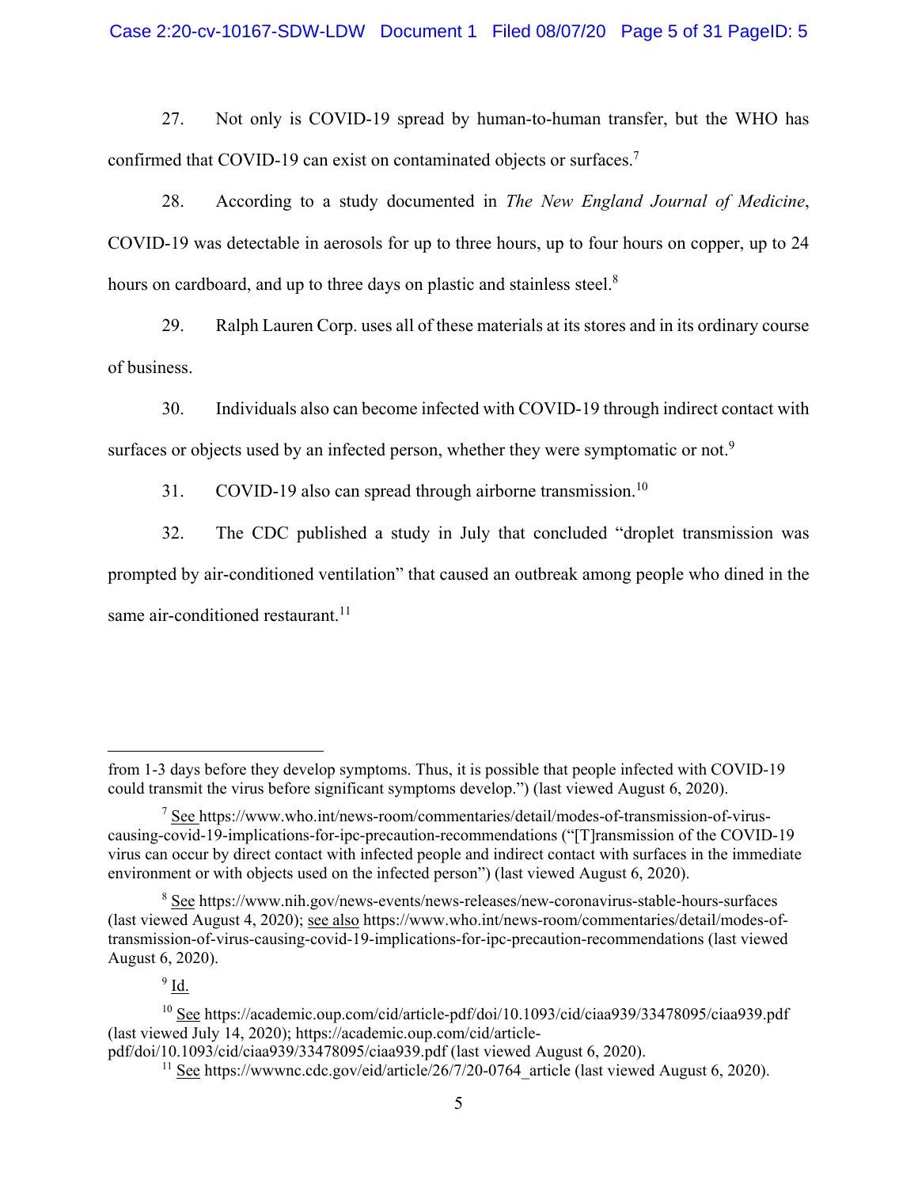27. Not only is COVID-19 spread by human-to-human transfer, but the WHO has confirmed that COVID-19 can exist on contaminated objects or surfaces.[7]

28. According to a study documented in *The New England Journal of Medicine*, COVID-19 was detectable in aerosols for up to three hours, up to four hours on copper, up to 24 hours on cardboard, and up to three days on plastic and stainless steel.[8]

29. Ralph Lauren Corp. uses all of these materials at its stores and in its ordinary course of business.

30. Individuals also can become infected with COVID-19 through indirect contact with surfaces or objects used by an infected person, whether they were symptomatic or not.[9]

31. COVID-19 also can spread through airborne transmission.[10]

32. The CDC published a study in July that concluded "droplet transmission was prompted by air-conditioned ventilation" that caused an outbreak among people who dined in the same air-conditioned restaurant.[11]

---

from 1-3 days before they develop symptoms. Thus, it is possible that people infected with COVID-19 could transmit the virus before significant symptoms develop.") (last viewed August 6, 2020).

[7] See https://www.who.int/news-room/commentaries/detail/modes-of-transmission-of-virus-causing-covid-19-implications-for-ipc-precaution-recommendations ("[T]ransmission of the COVID-19 virus can occur by direct contact with infected people and indirect contact with surfaces in the immediate environment or with objects used on the infected person") (last viewed August 6, 2020).

[8] See https://www.nih.gov/news-events/news-releases/new-coronavirus-stable-hours-surfaces (last viewed August 4, 2020); see also https://www.who.int/news-room/commentaries/detail/modes-of-transmission-of-virus-causing-covid-19-implications-for-ipc-precaution-recommendations (last viewed August 6, 2020).

[9] Id.

[10] See https://academic.oup.com/cid/article-pdf/doi/10.1093/cid/ciaa939/33478095/ciaa939.pdf (last viewed July 14, 2020); https://academic.oup.com/cid/article-pdf/doi/10.1093/cid/ciaa939/33478095/ciaa939.pdf (last viewed August 6, 2020).

[11] See https://wwwnc.cdc.gov/eid/article/26/7/20-0764_article (last viewed August 6, 2020).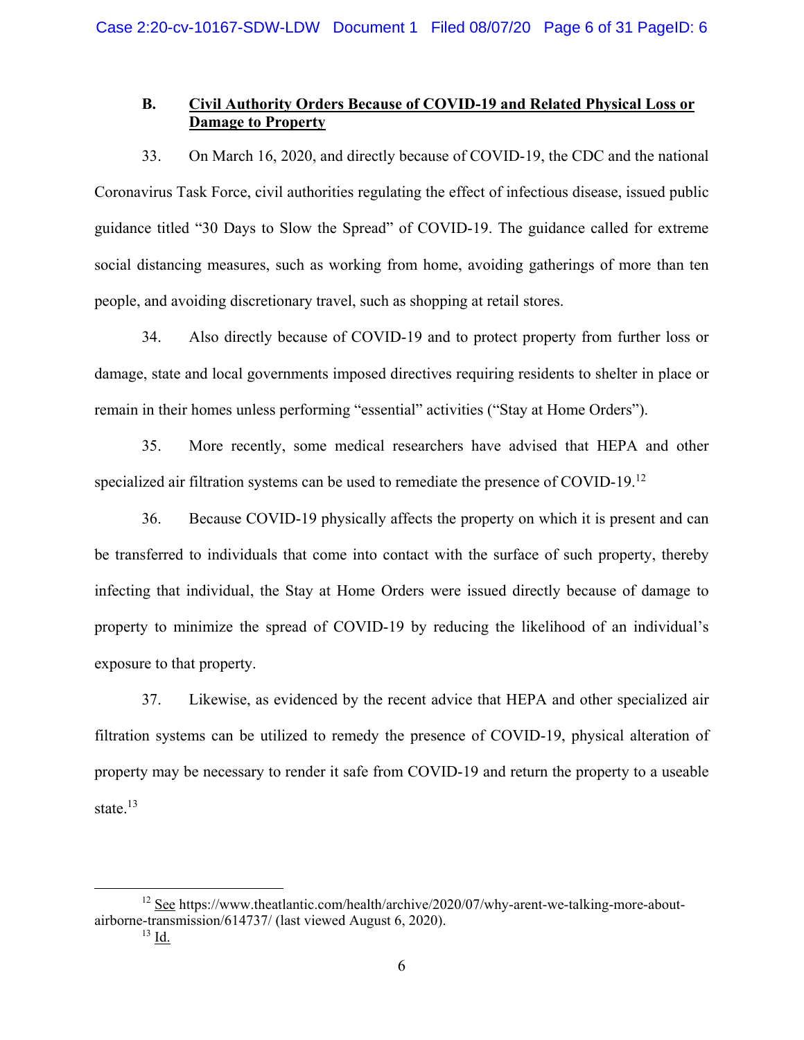### B. Civil Authority Orders Because of COVID-19 and Related Physical Loss or Damage to Property

33. On March 16, 2020, and directly because of COVID-19, the CDC and the national Coronavirus Task Force, civil authorities regulating the effect of infectious disease, issued public guidance titled "30 Days to Slow the Spread" of COVID-19. The guidance called for extreme social distancing measures, such as working from home, avoiding gatherings of more than ten people, and avoiding discretionary travel, such as shopping at retail stores.

34. Also directly because of COVID-19 and to protect property from further loss or damage, state and local governments imposed directives requiring residents to shelter in place or remain in their homes unless performing "essential" activities ("Stay at Home Orders").

35. More recently, some medical researchers have advised that HEPA and other specialized air filtration systems can be used to remediate the presence of COVID-19.[12]

36. Because COVID-19 physically affects the property on which it is present and can be transferred to individuals that come into contact with the surface of such property, thereby infecting that individual, the Stay at Home Orders were issued directly because of damage to property to minimize the spread of COVID-19 by reducing the likelihood of an individual's exposure to that property.

37. Likewise, as evidenced by the recent advice that HEPA and other specialized air filtration systems can be utilized to remedy the presence of COVID-19, physical alteration of property may be necessary to render it safe from COVID-19 and return the property to a useable state.[13]

---

[12] See https://www.theatlantic.com/health/archive/2020/07/why-arent-we-talking-more-about-airborne-transmission/614737/ (last viewed August 6, 2020).

[13] Id.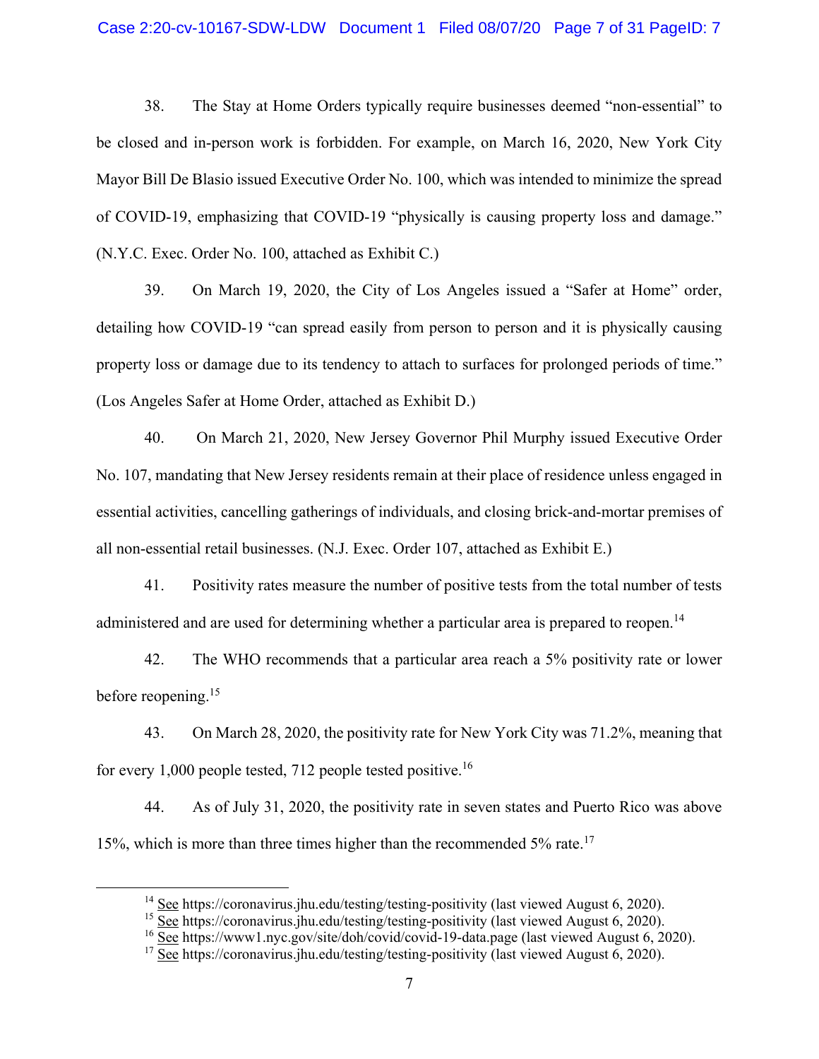38. The Stay at Home Orders typically require businesses deemed "non-essential" to be closed and in-person work is forbidden. For example, on March 16, 2020, New York City Mayor Bill De Blasio issued Executive Order No. 100, which was intended to minimize the spread of COVID-19, emphasizing that COVID-19 "physically is causing property loss and damage." (N.Y.C. Exec. Order No. 100, attached as Exhibit C.)

39. On March 19, 2020, the City of Los Angeles issued a "Safer at Home" order, detailing how COVID-19 "can spread easily from person to person and it is physically causing property loss or damage due to its tendency to attach to surfaces for prolonged periods of time." (Los Angeles Safer at Home Order, attached as Exhibit D.)

40. On March 21, 2020, New Jersey Governor Phil Murphy issued Executive Order No. 107, mandating that New Jersey residents remain at their place of residence unless engaged in essential activities, cancelling gatherings of individuals, and closing brick-and-mortar premises of all non-essential retail businesses. (N.J. Exec. Order 107, attached as Exhibit E.)

41. Positivity rates measure the number of positive tests from the total number of tests administered and are used for determining whether a particular area is prepared to reopen.[14]

42. The WHO recommends that a particular area reach a 5% positivity rate or lower before reopening.[15]

43. On March 28, 2020, the positivity rate for New York City was 71.2%, meaning that for every 1,000 people tested, 712 people tested positive.[16]

44. As of July 31, 2020, the positivity rate in seven states and Puerto Rico was above 15%, which is more than three times higher than the recommended 5% rate.[17]

---

[14] See https://coronavirus.jhu.edu/testing/testing-positivity (last viewed August 6, 2020).

[15] See https://coronavirus.jhu.edu/testing/testing-positivity (last viewed August 6, 2020).

[16] See https://www1.nyc.gov/site/doh/covid/covid-19-data.page (last viewed August 6, 2020).

[17] See https://coronavirus.jhu.edu/testing/testing-positivity (last viewed August 6, 2020).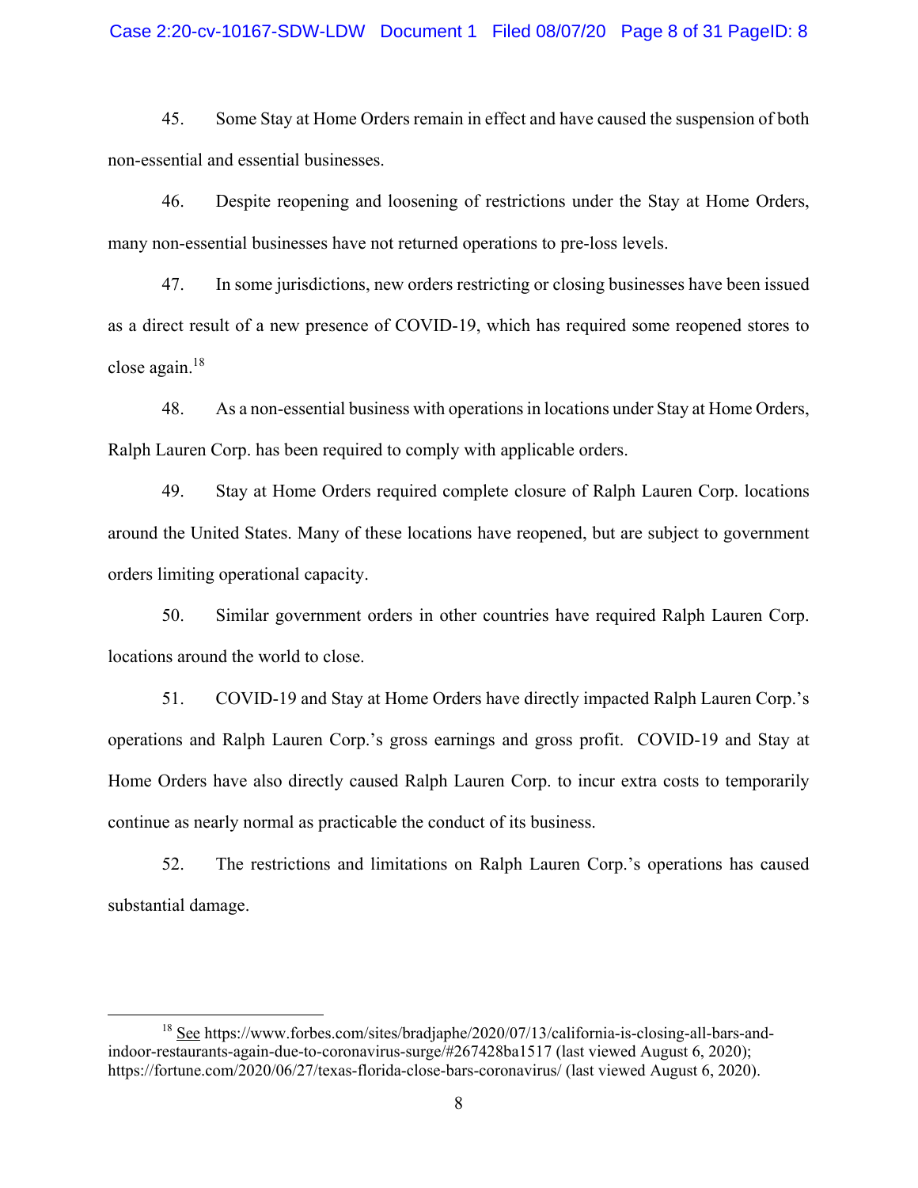45. Some Stay at Home Orders remain in effect and have caused the suspension of both non-essential and essential businesses.

46. Despite reopening and loosening of restrictions under the Stay at Home Orders, many non-essential businesses have not returned operations to pre-loss levels.

47. In some jurisdictions, new orders restricting or closing businesses have been issued as a direct result of a new presence of COVID-19, which has required some reopened stores to close again.[18]

48. As a non-essential business with operations in locations under Stay at Home Orders, Ralph Lauren Corp. has been required to comply with applicable orders.

49. Stay at Home Orders required complete closure of Ralph Lauren Corp. locations around the United States. Many of these locations have reopened, but are subject to government orders limiting operational capacity.

50. Similar government orders in other countries have required Ralph Lauren Corp. locations around the world to close.

51. COVID-19 and Stay at Home Orders have directly impacted Ralph Lauren Corp.'s operations and Ralph Lauren Corp.'s gross earnings and gross profit. COVID-19 and Stay at Home Orders have also directly caused Ralph Lauren Corp. to incur extra costs to temporarily continue as nearly normal as practicable the conduct of its business.

52. The restrictions and limitations on Ralph Lauren Corp.'s operations has caused substantial damage.

---

[18] See https://www.forbes.com/sites/bradjaphe/2020/07/13/california-is-closing-all-bars-and-indoor-restaurants-again-due-to-coronavirus-surge/#267428ba1517 (last viewed August 6, 2020); https://fortune.com/2020/06/27/texas-florida-close-bars-coronavirus/ (last viewed August 6, 2020).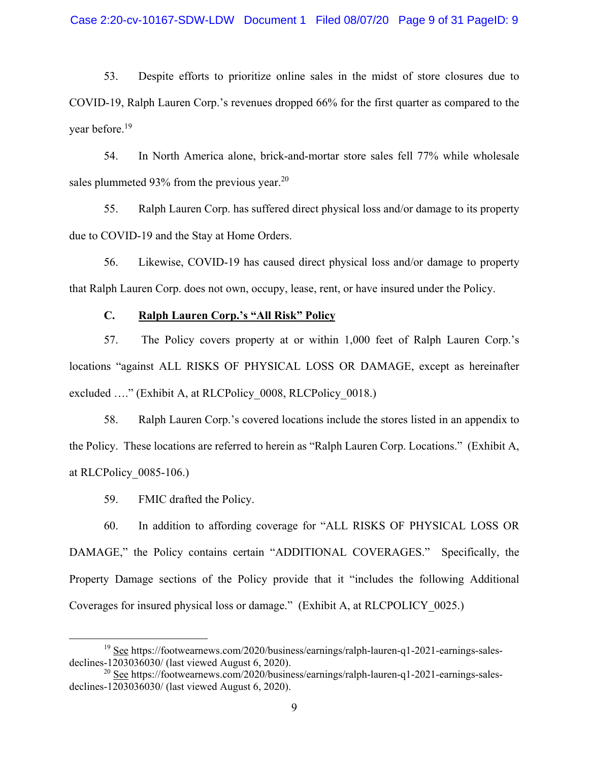53. Despite efforts to prioritize online sales in the midst of store closures due to COVID-19, Ralph Lauren Corp.'s revenues dropped 66% for the first quarter as compared to the year before.[19]

54. In North America alone, brick-and-mortar store sales fell 77% while wholesale sales plummeted 93% from the previous year.[20]

55. Ralph Lauren Corp. has suffered direct physical loss and/or damage to its property due to COVID-19 and the Stay at Home Orders.

56. Likewise, COVID-19 has caused direct physical loss and/or damage to property that Ralph Lauren Corp. does not own, occupy, lease, rent, or have insured under the Policy.

### C. <u>Ralph Lauren Corp.'s "All Risk" Policy</u>

57. The Policy covers property at or within 1,000 feet of Ralph Lauren Corp.'s locations "against ALL RISKS OF PHYSICAL LOSS OR DAMAGE, except as hereinafter excluded …." (Exhibit A, at RLCPolicy_0008, RLCPolicy_0018.)

58. Ralph Lauren Corp.'s covered locations include the stores listed in an appendix to the Policy. These locations are referred to herein as "Ralph Lauren Corp. Locations." (Exhibit A, at RLCPolicy_0085-106.)

59. FMIC drafted the Policy.

60. In addition to affording coverage for "ALL RISKS OF PHYSICAL LOSS OR DAMAGE," the Policy contains certain "ADDITIONAL COVERAGES." Specifically, the Property Damage sections of the Policy provide that it "includes the following Additional Coverages for insured physical loss or damage." (Exhibit A, at RLCPOLICY_0025.)

---

[19] <u>See</u> https://footwearnews.com/2020/business/earnings/ralph-lauren-q1-2021-earnings-sales-declines-1203036030/ (last viewed August 6, 2020).

[20] <u>See</u> https://footwearnews.com/2020/business/earnings/ralph-lauren-q1-2021-earnings-sales-declines-1203036030/ (last viewed August 6, 2020).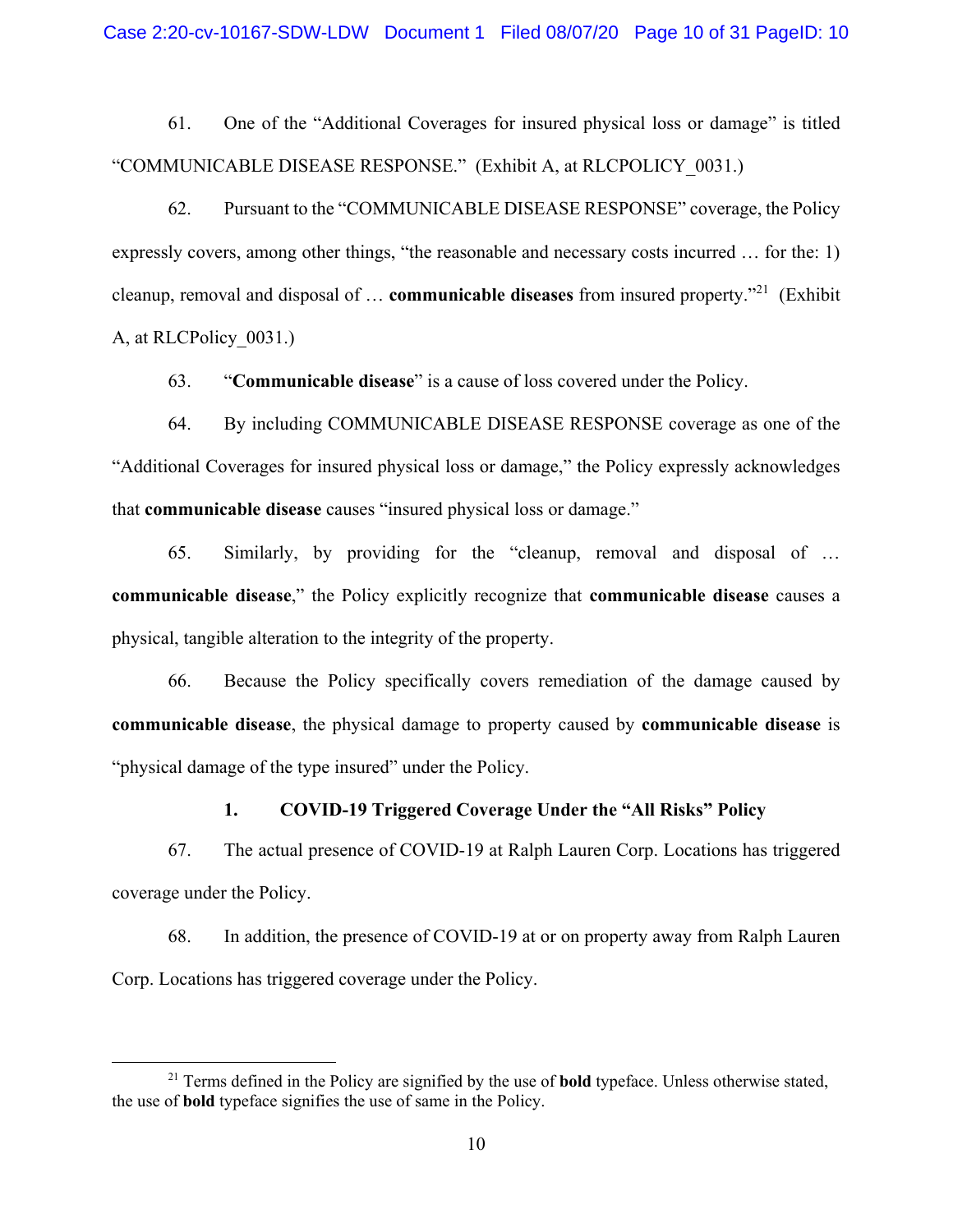61. One of the "Additional Coverages for insured physical loss or damage" is titled "COMMUNICABLE DISEASE RESPONSE." (Exhibit A, at RLCPOLICY_0031.)

62. Pursuant to the "COMMUNICABLE DISEASE RESPONSE" coverage, the Policy expressly covers, among other things, "the reasonable and necessary costs incurred … for the: 1) cleanup, removal and disposal of … **communicable diseases** from insured property."[21] (Exhibit A, at RLCPolicy_0031.)

63. "**Communicable disease**" is a cause of loss covered under the Policy.

64. By including COMMUNICABLE DISEASE RESPONSE coverage as one of the "Additional Coverages for insured physical loss or damage," the Policy expressly acknowledges that **communicable disease** causes "insured physical loss or damage."

65. Similarly, by providing for the "cleanup, removal and disposal of … **communicable disease**," the Policy explicitly recognize that **communicable disease** causes a physical, tangible alteration to the integrity of the property.

66. Because the Policy specifically covers remediation of the damage caused by **communicable disease**, the physical damage to property caused by **communicable disease** is "physical damage of the type insured" under the Policy.

### 1. COVID-19 Triggered Coverage Under the "All Risks" Policy

67. The actual presence of COVID-19 at Ralph Lauren Corp. Locations has triggered coverage under the Policy.

68. In addition, the presence of COVID-19 at or on property away from Ralph Lauren Corp. Locations has triggered coverage under the Policy.

---

[21] Terms defined in the Policy are signified by the use of **bold** typeface. Unless otherwise stated, the use of **bold** typeface signifies the use of same in the Policy.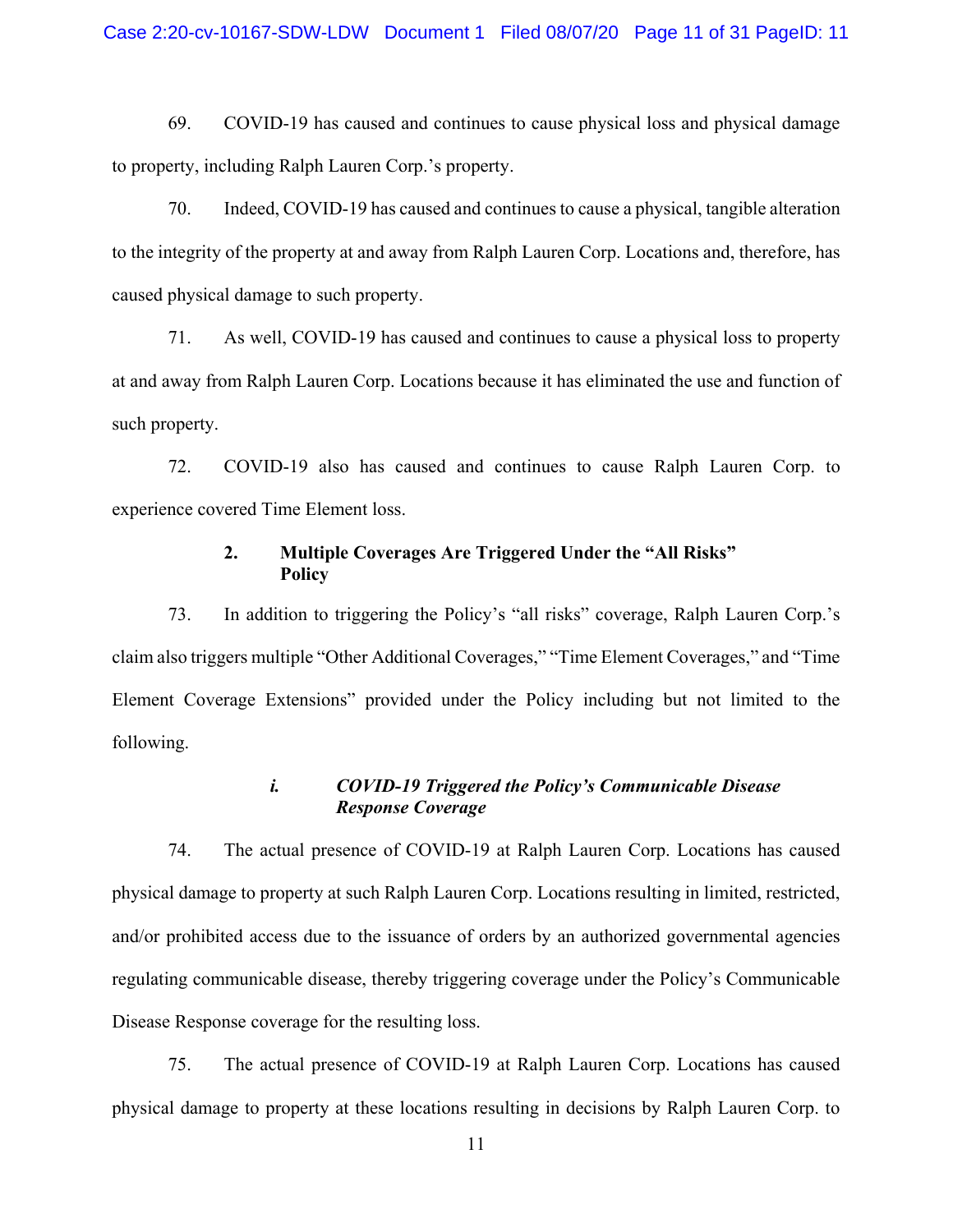69. COVID-19 has caused and continues to cause physical loss and physical damage to property, including Ralph Lauren Corp.'s property.

70. Indeed, COVID-19 has caused and continues to cause a physical, tangible alteration to the integrity of the property at and away from Ralph Lauren Corp. Locations and, therefore, has caused physical damage to such property.

71. As well, COVID-19 has caused and continues to cause a physical loss to property at and away from Ralph Lauren Corp. Locations because it has eliminated the use and function of such property.

72. COVID-19 also has caused and continues to cause Ralph Lauren Corp. to experience covered Time Element loss.

### 2. Multiple Coverages Are Triggered Under the "All Risks" Policy

73. In addition to triggering the Policy's "all risks" coverage, Ralph Lauren Corp.'s claim also triggers multiple "Other Additional Coverages," "Time Element Coverages," and "Time Element Coverage Extensions" provided under the Policy including but not limited to the following.

#### ***i. COVID-19 Triggered the Policy's Communicable Disease Response Coverage***

74. The actual presence of COVID-19 at Ralph Lauren Corp. Locations has caused physical damage to property at such Ralph Lauren Corp. Locations resulting in limited, restricted, and/or prohibited access due to the issuance of orders by an authorized governmental agencies regulating communicable disease, thereby triggering coverage under the Policy's Communicable Disease Response coverage for the resulting loss.

75. The actual presence of COVID-19 at Ralph Lauren Corp. Locations has caused physical damage to property at these locations resulting in decisions by Ralph Lauren Corp. to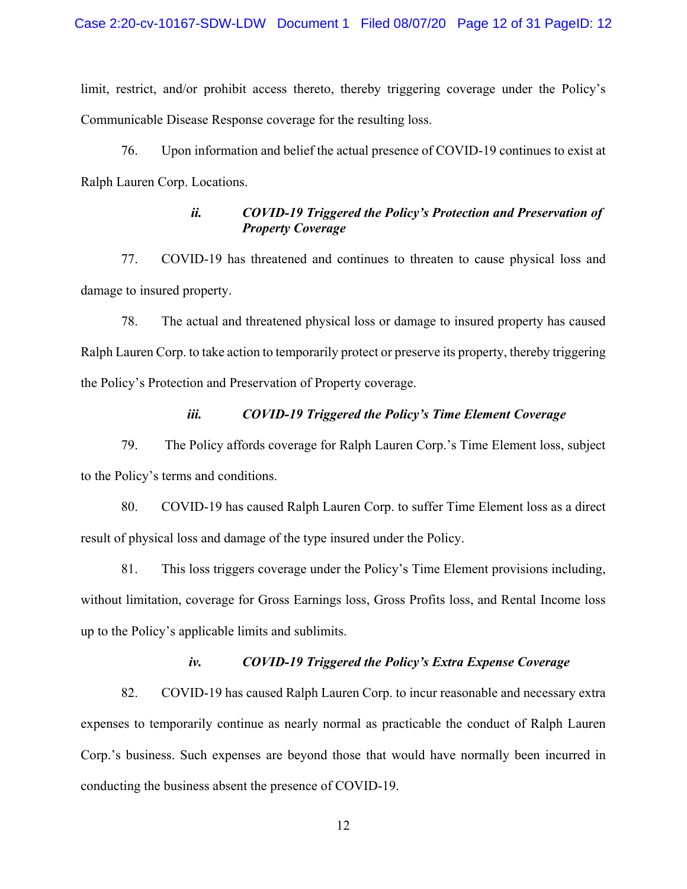limit, restrict, and/or prohibit access thereto, thereby triggering coverage under the Policy's Communicable Disease Response coverage for the resulting loss.

76. Upon information and belief the actual presence of COVID-19 continues to exist at Ralph Lauren Corp. Locations.

#### *ii. COVID-19 Triggered the Policy's Protection and Preservation of Property Coverage*

77. COVID-19 has threatened and continues to threaten to cause physical loss and damage to insured property.

78. The actual and threatened physical loss or damage to insured property has caused Ralph Lauren Corp. to take action to temporarily protect or preserve its property, thereby triggering the Policy's Protection and Preservation of Property coverage.

#### *iii. COVID-19 Triggered the Policy's Time Element Coverage*

79. The Policy affords coverage for Ralph Lauren Corp.'s Time Element loss, subject to the Policy's terms and conditions.

80. COVID-19 has caused Ralph Lauren Corp. to suffer Time Element loss as a direct result of physical loss and damage of the type insured under the Policy.

81. This loss triggers coverage under the Policy's Time Element provisions including, without limitation, coverage for Gross Earnings loss, Gross Profits loss, and Rental Income loss up to the Policy's applicable limits and sublimits.

#### *iv. COVID-19 Triggered the Policy's Extra Expense Coverage*

82. COVID-19 has caused Ralph Lauren Corp. to incur reasonable and necessary extra expenses to temporarily continue as nearly normal as practicable the conduct of Ralph Lauren Corp.'s business. Such expenses are beyond those that would have normally been incurred in conducting the business absent the presence of COVID-19.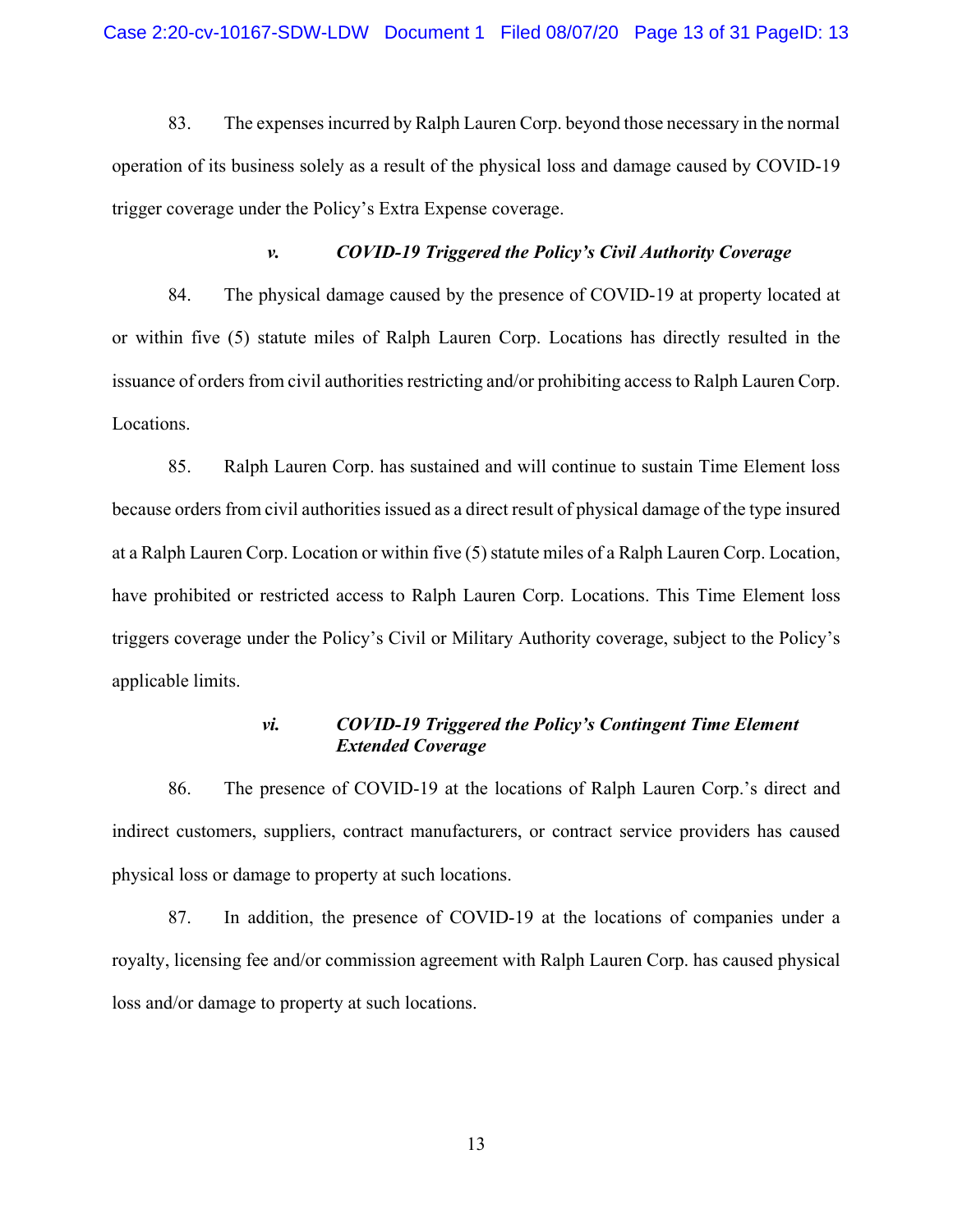83. The expenses incurred by Ralph Lauren Corp. beyond those necessary in the normal operation of its business solely as a result of the physical loss and damage caused by COVID-19 trigger coverage under the Policy's Extra Expense coverage.

### *v. COVID-19 Triggered the Policy's Civil Authority Coverage*

84. The physical damage caused by the presence of COVID-19 at property located at or within five (5) statute miles of Ralph Lauren Corp. Locations has directly resulted in the issuance of orders from civil authorities restricting and/or prohibiting access to Ralph Lauren Corp. Locations.

85. Ralph Lauren Corp. has sustained and will continue to sustain Time Element loss because orders from civil authorities issued as a direct result of physical damage of the type insured at a Ralph Lauren Corp. Location or within five (5) statute miles of a Ralph Lauren Corp. Location, have prohibited or restricted access to Ralph Lauren Corp. Locations. This Time Element loss triggers coverage under the Policy's Civil or Military Authority coverage, subject to the Policy's applicable limits.

### *vi. COVID-19 Triggered the Policy's Contingent Time Element Extended Coverage*

86. The presence of COVID-19 at the locations of Ralph Lauren Corp.'s direct and indirect customers, suppliers, contract manufacturers, or contract service providers has caused physical loss or damage to property at such locations.

87. In addition, the presence of COVID-19 at the locations of companies under a royalty, licensing fee and/or commission agreement with Ralph Lauren Corp. has caused physical loss and/or damage to property at such locations.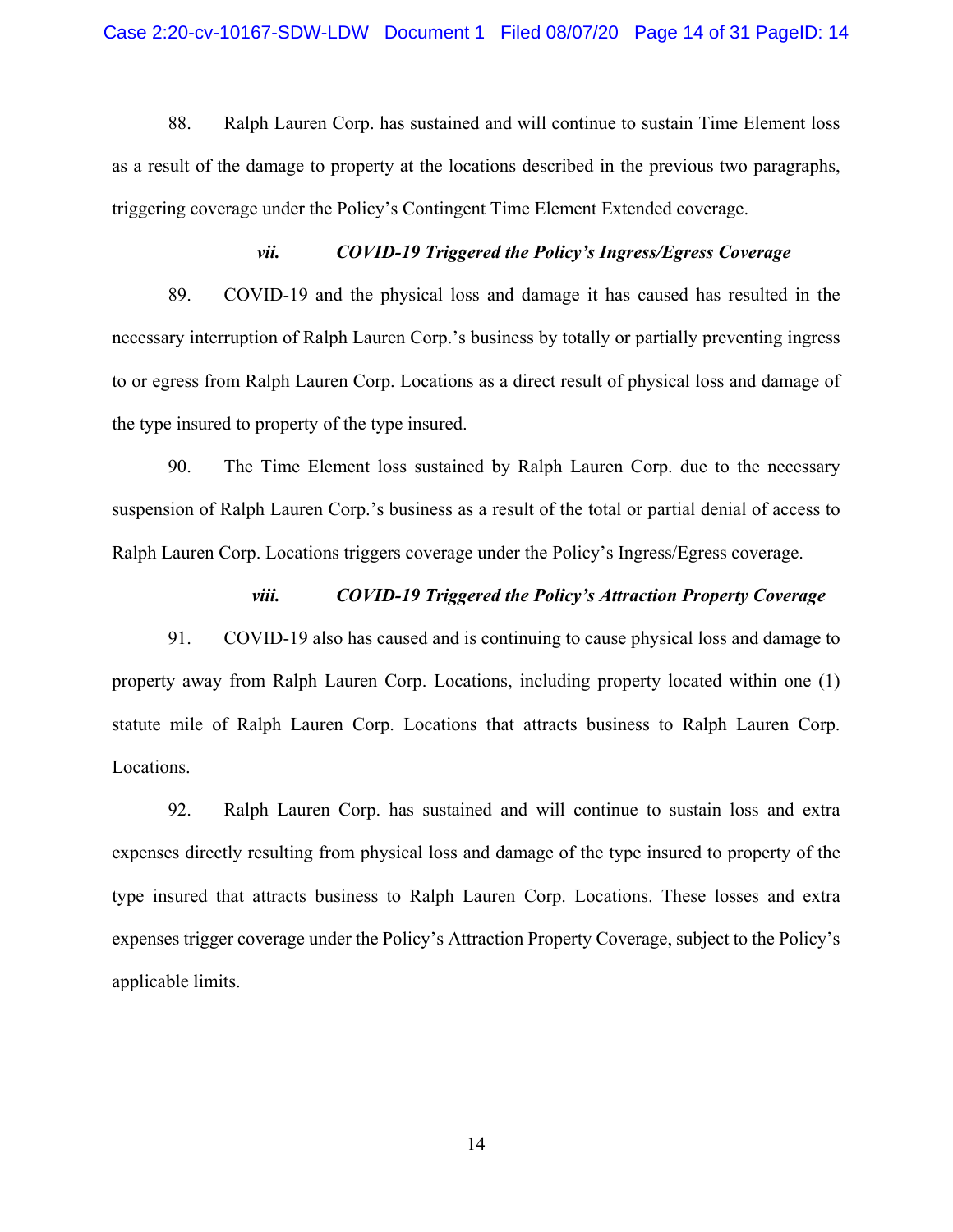88. Ralph Lauren Corp. has sustained and will continue to sustain Time Element loss as a result of the damage to property at the locations described in the previous two paragraphs, triggering coverage under the Policy's Contingent Time Element Extended coverage.

### *vii. COVID-19 Triggered the Policy's Ingress/Egress Coverage*

89. COVID-19 and the physical loss and damage it has caused has resulted in the necessary interruption of Ralph Lauren Corp.'s business by totally or partially preventing ingress to or egress from Ralph Lauren Corp. Locations as a direct result of physical loss and damage of the type insured to property of the type insured.

90. The Time Element loss sustained by Ralph Lauren Corp. due to the necessary suspension of Ralph Lauren Corp.'s business as a result of the total or partial denial of access to Ralph Lauren Corp. Locations triggers coverage under the Policy's Ingress/Egress coverage.

### *viii. COVID-19 Triggered the Policy's Attraction Property Coverage*

91. COVID-19 also has caused and is continuing to cause physical loss and damage to property away from Ralph Lauren Corp. Locations, including property located within one (1) statute mile of Ralph Lauren Corp. Locations that attracts business to Ralph Lauren Corp. Locations.

92. Ralph Lauren Corp. has sustained and will continue to sustain loss and extra expenses directly resulting from physical loss and damage of the type insured to property of the type insured that attracts business to Ralph Lauren Corp. Locations. These losses and extra expenses trigger coverage under the Policy's Attraction Property Coverage, subject to the Policy's applicable limits.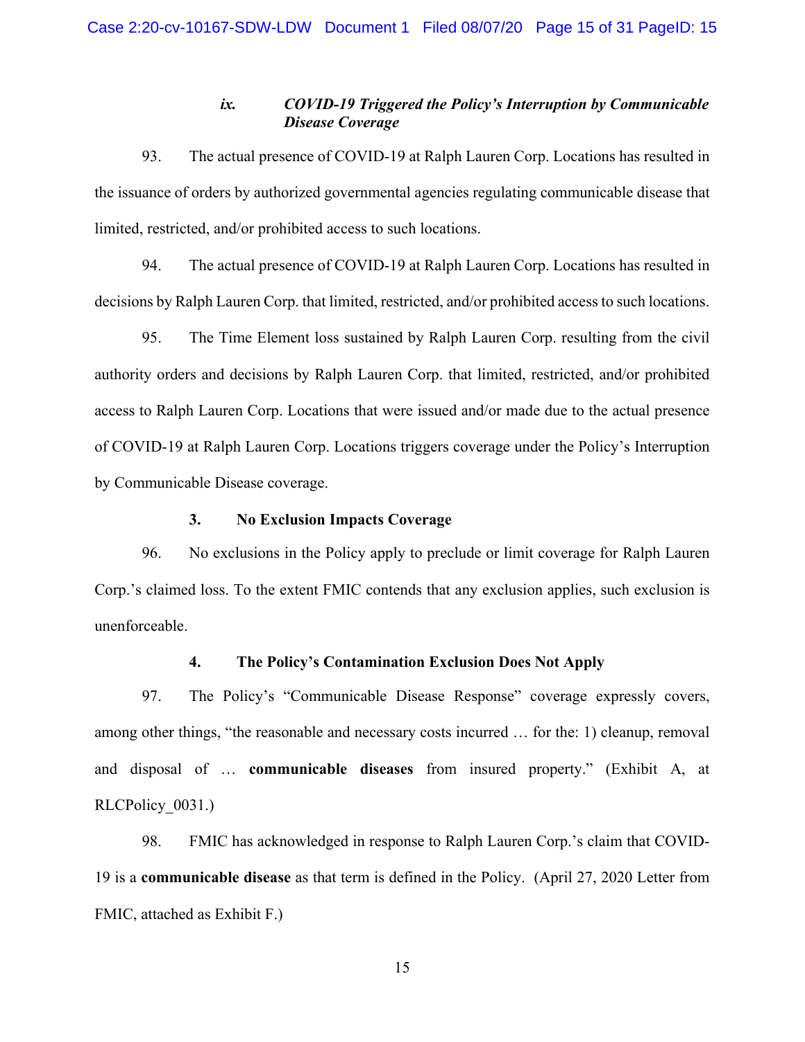### *ix. COVID-19 Triggered the Policy's Interruption by Communicable Disease Coverage*

93. The actual presence of COVID-19 at Ralph Lauren Corp. Locations has resulted in the issuance of orders by authorized governmental agencies regulating communicable disease that limited, restricted, and/or prohibited access to such locations.

94. The actual presence of COVID-19 at Ralph Lauren Corp. Locations has resulted in decisions by Ralph Lauren Corp. that limited, restricted, and/or prohibited access to such locations.

95. The Time Element loss sustained by Ralph Lauren Corp. resulting from the civil authority orders and decisions by Ralph Lauren Corp. that limited, restricted, and/or prohibited access to Ralph Lauren Corp. Locations that were issued and/or made due to the actual presence of COVID-19 at Ralph Lauren Corp. Locations triggers coverage under the Policy's Interruption by Communicable Disease coverage.

### 3. No Exclusion Impacts Coverage

96. No exclusions in the Policy apply to preclude or limit coverage for Ralph Lauren Corp.'s claimed loss. To the extent FMIC contends that any exclusion applies, such exclusion is unenforceable.

### 4. The Policy's Contamination Exclusion Does Not Apply

97. The Policy's "Communicable Disease Response" coverage expressly covers, among other things, "the reasonable and necessary costs incurred … for the: 1) cleanup, removal and disposal of … **communicable diseases** from insured property." (Exhibit A, at RLCPolicy_0031.)

98. FMIC has acknowledged in response to Ralph Lauren Corp.'s claim that COVID-19 is a **communicable disease** as that term is defined in the Policy. (April 27, 2020 Letter from FMIC, attached as Exhibit F.)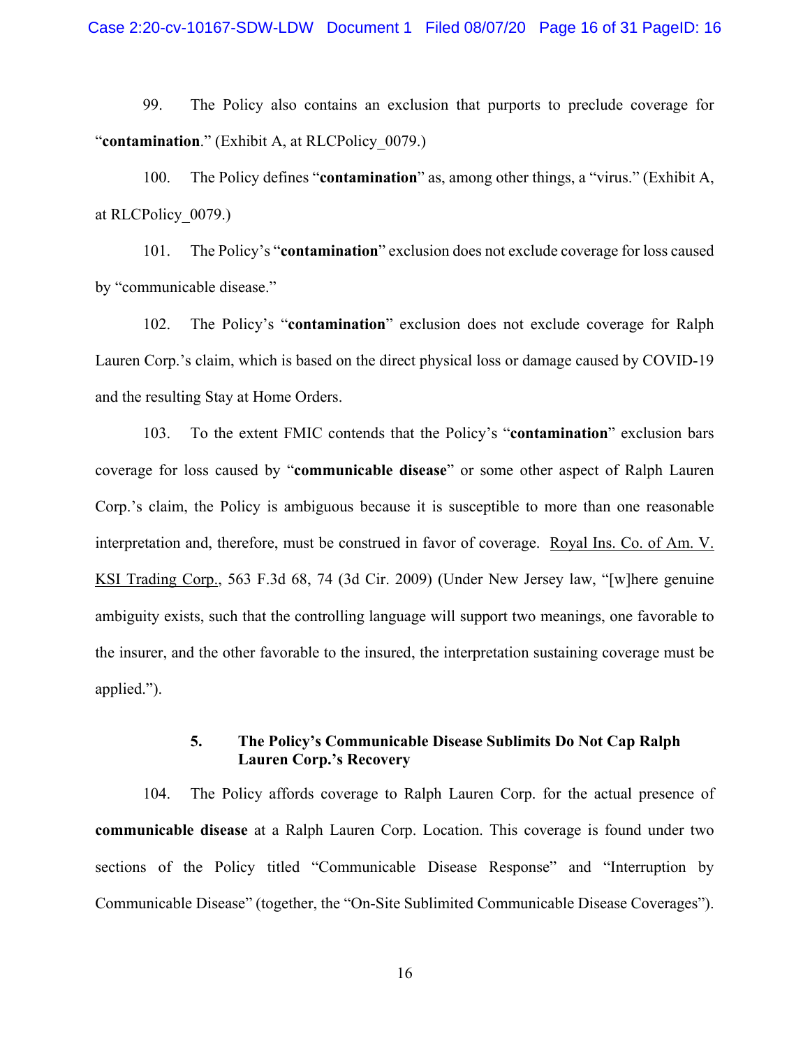99. The Policy also contains an exclusion that purports to preclude coverage for "**contamination**." (Exhibit A, at RLCPolicy_0079.)

100. The Policy defines "**contamination**" as, among other things, a "virus." (Exhibit A, at RLCPolicy_0079.)

101. The Policy's "**contamination**" exclusion does not exclude coverage for loss caused by "communicable disease."

102. The Policy's "**contamination**" exclusion does not exclude coverage for Ralph Lauren Corp.'s claim, which is based on the direct physical loss or damage caused by COVID-19 and the resulting Stay at Home Orders.

103. To the extent FMIC contends that the Policy's "**contamination**" exclusion bars coverage for loss caused by "**communicable disease**" or some other aspect of Ralph Lauren Corp.'s claim, the Policy is ambiguous because it is susceptible to more than one reasonable interpretation and, therefore, must be construed in favor of coverage. Royal Ins. Co. of Am. V. KSI Trading Corp., 563 F.3d 68, 74 (3d Cir. 2009) (Under New Jersey law, "[w]here genuine ambiguity exists, such that the controlling language will support two meanings, one favorable to the insurer, and the other favorable to the insured, the interpretation sustaining coverage must be applied.").

### 5. The Policy's Communicable Disease Sublimits Do Not Cap Ralph Lauren Corp.'s Recovery

104. The Policy affords coverage to Ralph Lauren Corp. for the actual presence of **communicable disease** at a Ralph Lauren Corp. Location. This coverage is found under two sections of the Policy titled "Communicable Disease Response" and "Interruption by Communicable Disease" (together, the "On-Site Sublimited Communicable Disease Coverages").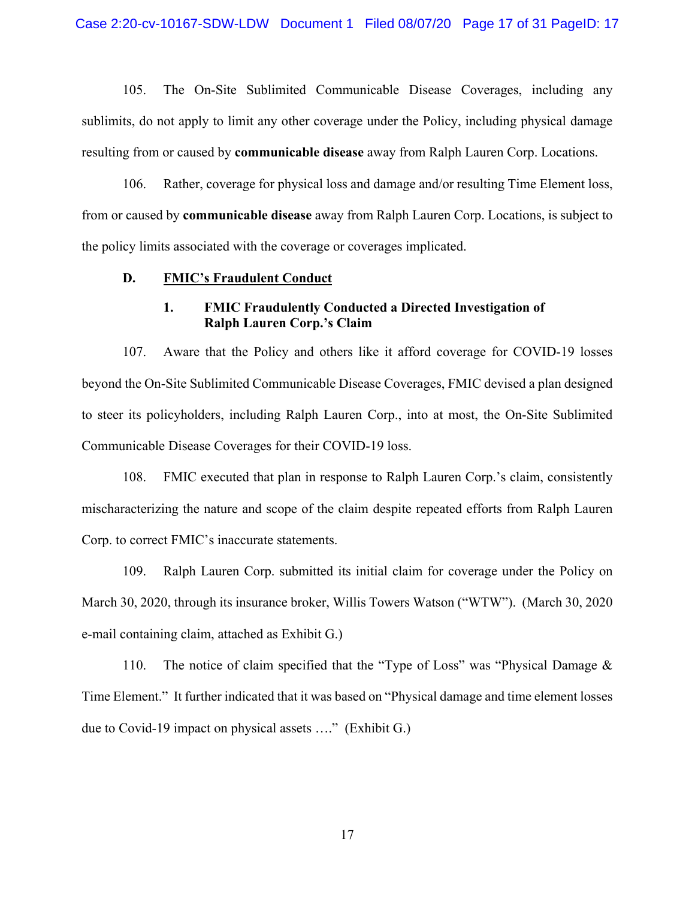105. The On-Site Sublimited Communicable Disease Coverages, including any sublimits, do not apply to limit any other coverage under the Policy, including physical damage resulting from or caused by **communicable disease** away from Ralph Lauren Corp. Locations.

106. Rather, coverage for physical loss and damage and/or resulting Time Element loss, from or caused by **communicable disease** away from Ralph Lauren Corp. Locations, is subject to the policy limits associated with the coverage or coverages implicated.

### D. FMIC's Fraudulent Conduct

#### 1. FMIC Fraudulently Conducted a Directed Investigation of Ralph Lauren Corp.'s Claim

107. Aware that the Policy and others like it afford coverage for COVID-19 losses beyond the On-Site Sublimited Communicable Disease Coverages, FMIC devised a plan designed to steer its policyholders, including Ralph Lauren Corp., into at most, the On-Site Sublimited Communicable Disease Coverages for their COVID-19 loss.

108. FMIC executed that plan in response to Ralph Lauren Corp.'s claim, consistently mischaracterizing the nature and scope of the claim despite repeated efforts from Ralph Lauren Corp. to correct FMIC's inaccurate statements.

109. Ralph Lauren Corp. submitted its initial claim for coverage under the Policy on March 30, 2020, through its insurance broker, Willis Towers Watson ("WTW"). (March 30, 2020 e-mail containing claim, attached as Exhibit G.)

110. The notice of claim specified that the "Type of Loss" was "Physical Damage & Time Element." It further indicated that it was based on "Physical damage and time element losses due to Covid-19 impact on physical assets …." (Exhibit G.)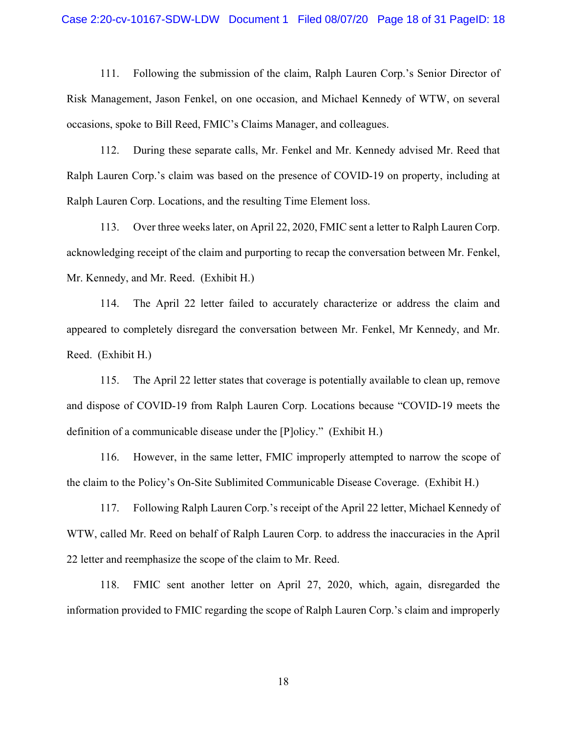111. Following the submission of the claim, Ralph Lauren Corp.'s Senior Director of Risk Management, Jason Fenkel, on one occasion, and Michael Kennedy of WTW, on several occasions, spoke to Bill Reed, FMIC's Claims Manager, and colleagues.

112. During these separate calls, Mr. Fenkel and Mr. Kennedy advised Mr. Reed that Ralph Lauren Corp.'s claim was based on the presence of COVID-19 on property, including at Ralph Lauren Corp. Locations, and the resulting Time Element loss.

113. Over three weeks later, on April 22, 2020, FMIC sent a letter to Ralph Lauren Corp. acknowledging receipt of the claim and purporting to recap the conversation between Mr. Fenkel, Mr. Kennedy, and Mr. Reed. (Exhibit H.)

114. The April 22 letter failed to accurately characterize or address the claim and appeared to completely disregard the conversation between Mr. Fenkel, Mr Kennedy, and Mr. Reed. (Exhibit H.)

115. The April 22 letter states that coverage is potentially available to clean up, remove and dispose of COVID-19 from Ralph Lauren Corp. Locations because "COVID-19 meets the definition of a communicable disease under the [P]olicy." (Exhibit H.)

116. However, in the same letter, FMIC improperly attempted to narrow the scope of the claim to the Policy's On-Site Sublimited Communicable Disease Coverage. (Exhibit H.)

117. Following Ralph Lauren Corp.'s receipt of the April 22 letter, Michael Kennedy of WTW, called Mr. Reed on behalf of Ralph Lauren Corp. to address the inaccuracies in the April 22 letter and reemphasize the scope of the claim to Mr. Reed.

118. FMIC sent another letter on April 27, 2020, which, again, disregarded the information provided to FMIC regarding the scope of Ralph Lauren Corp.'s claim and improperly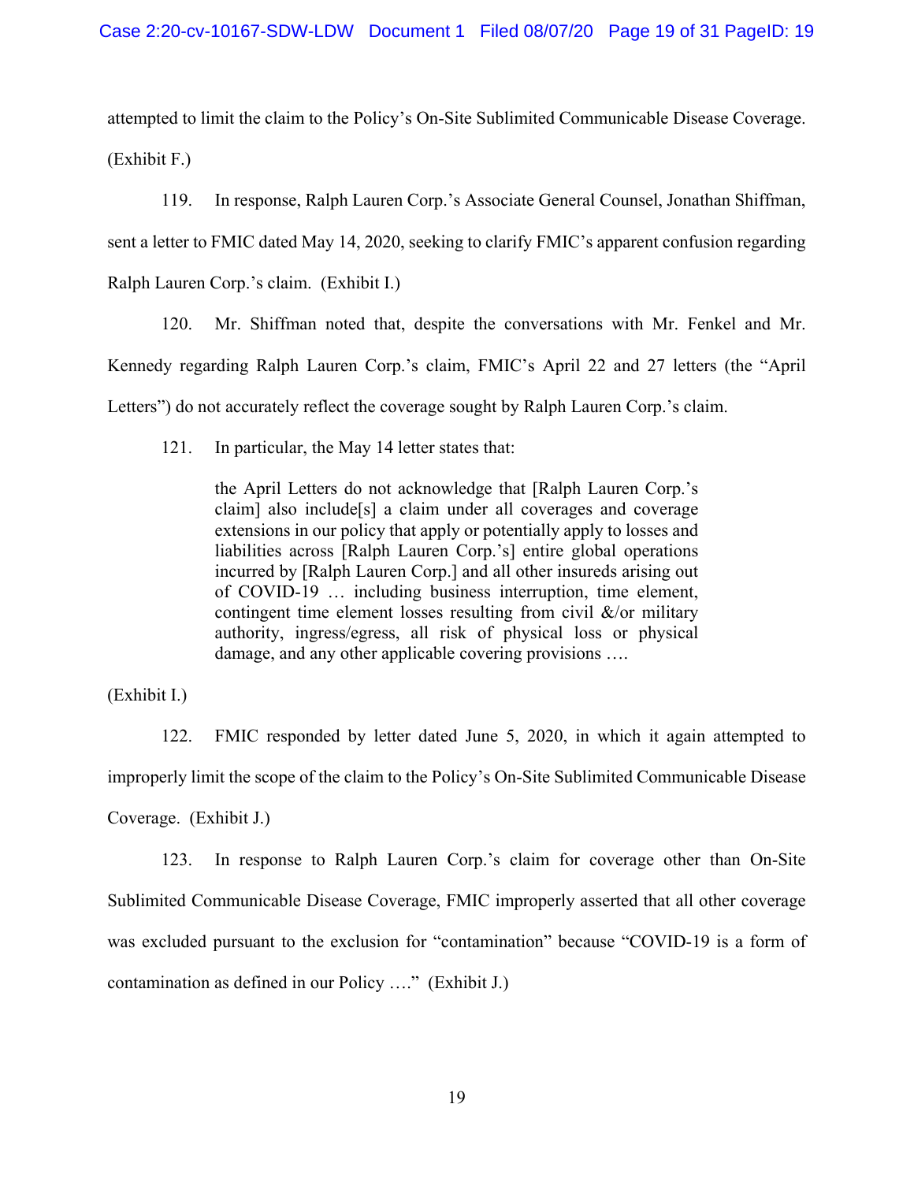attempted to limit the claim to the Policy's On-Site Sublimited Communicable Disease Coverage. (Exhibit F.)

119. In response, Ralph Lauren Corp.'s Associate General Counsel, Jonathan Shiffman, sent a letter to FMIC dated May 14, 2020, seeking to clarify FMIC's apparent confusion regarding Ralph Lauren Corp.'s claim. (Exhibit I.)

120. Mr. Shiffman noted that, despite the conversations with Mr. Fenkel and Mr. Kennedy regarding Ralph Lauren Corp.'s claim, FMIC's April 22 and 27 letters (the "April Letters") do not accurately reflect the coverage sought by Ralph Lauren Corp.'s claim.

121. In particular, the May 14 letter states that:

> the April Letters do not acknowledge that [Ralph Lauren Corp.'s claim] also include[s] a claim under all coverages and coverage extensions in our policy that apply or potentially apply to losses and liabilities across [Ralph Lauren Corp.'s] entire global operations incurred by [Ralph Lauren Corp.] and all other insureds arising out of COVID-19 … including business interruption, time element, contingent time element losses resulting from civil &/or military authority, ingress/egress, all risk of physical loss or physical damage, and any other applicable covering provisions ….

(Exhibit I.)

122. FMIC responded by letter dated June 5, 2020, in which it again attempted to improperly limit the scope of the claim to the Policy's On-Site Sublimited Communicable Disease Coverage. (Exhibit J.)

123. In response to Ralph Lauren Corp.'s claim for coverage other than On-Site Sublimited Communicable Disease Coverage, FMIC improperly asserted that all other coverage was excluded pursuant to the exclusion for "contamination" because "COVID-19 is a form of contamination as defined in our Policy …." (Exhibit J.)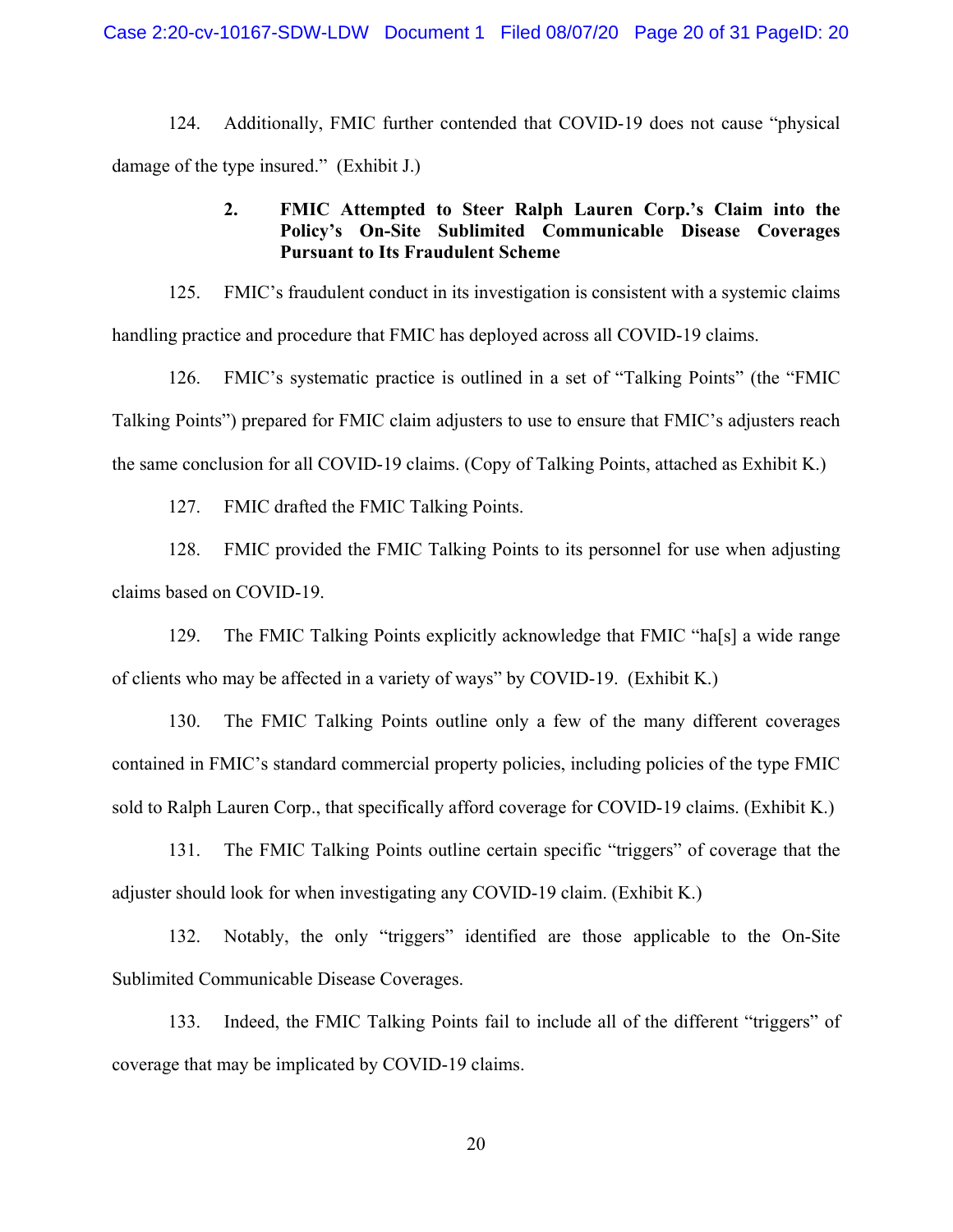124. Additionally, FMIC further contended that COVID-19 does not cause "physical damage of the type insured." (Exhibit J.)

### 2. FMIC Attempted to Steer Ralph Lauren Corp.'s Claim into the Policy's On-Site Sublimited Communicable Disease Coverages Pursuant to Its Fraudulent Scheme

125. FMIC's fraudulent conduct in its investigation is consistent with a systemic claims handling practice and procedure that FMIC has deployed across all COVID-19 claims.

126. FMIC's systematic practice is outlined in a set of "Talking Points" (the "FMIC Talking Points") prepared for FMIC claim adjusters to use to ensure that FMIC's adjusters reach the same conclusion for all COVID-19 claims. (Copy of Talking Points, attached as Exhibit K.)

127. FMIC drafted the FMIC Talking Points.

128. FMIC provided the FMIC Talking Points to its personnel for use when adjusting claims based on COVID-19.

129. The FMIC Talking Points explicitly acknowledge that FMIC "ha[s] a wide range of clients who may be affected in a variety of ways" by COVID-19. (Exhibit K.)

130. The FMIC Talking Points outline only a few of the many different coverages contained in FMIC's standard commercial property policies, including policies of the type FMIC sold to Ralph Lauren Corp., that specifically afford coverage for COVID-19 claims. (Exhibit K.)

131. The FMIC Talking Points outline certain specific "triggers" of coverage that the adjuster should look for when investigating any COVID-19 claim. (Exhibit K.)

132. Notably, the only "triggers" identified are those applicable to the On-Site Sublimited Communicable Disease Coverages.

133. Indeed, the FMIC Talking Points fail to include all of the different "triggers" of coverage that may be implicated by COVID-19 claims.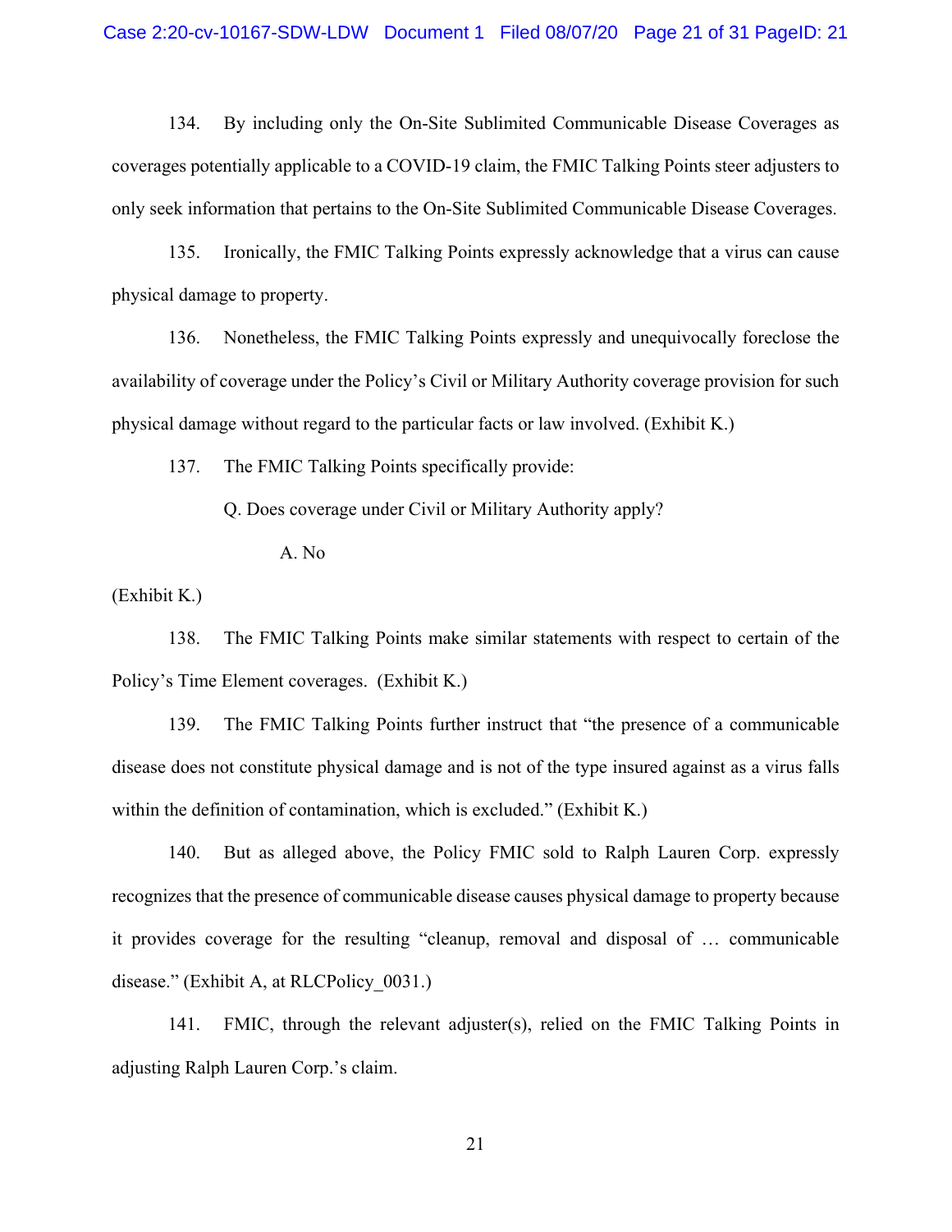134. By including only the On-Site Sublimited Communicable Disease Coverages as coverages potentially applicable to a COVID-19 claim, the FMIC Talking Points steer adjusters to only seek information that pertains to the On-Site Sublimited Communicable Disease Coverages.

135. Ironically, the FMIC Talking Points expressly acknowledge that a virus can cause physical damage to property.

136. Nonetheless, the FMIC Talking Points expressly and unequivocally foreclose the availability of coverage under the Policy's Civil or Military Authority coverage provision for such physical damage without regard to the particular facts or law involved. (Exhibit K.)

137. The FMIC Talking Points specifically provide:

> Q. Does coverage under Civil or Military Authority apply?
>
> A. No

(Exhibit K.)

138. The FMIC Talking Points make similar statements with respect to certain of the Policy's Time Element coverages. (Exhibit K.)

139. The FMIC Talking Points further instruct that "the presence of a communicable disease does not constitute physical damage and is not of the type insured against as a virus falls within the definition of contamination, which is excluded." (Exhibit K.)

140. But as alleged above, the Policy FMIC sold to Ralph Lauren Corp. expressly recognizes that the presence of communicable disease causes physical damage to property because it provides coverage for the resulting "cleanup, removal and disposal of … communicable disease." (Exhibit A, at RLCPolicy_0031.)

141. FMIC, through the relevant adjuster(s), relied on the FMIC Talking Points in adjusting Ralph Lauren Corp.'s claim.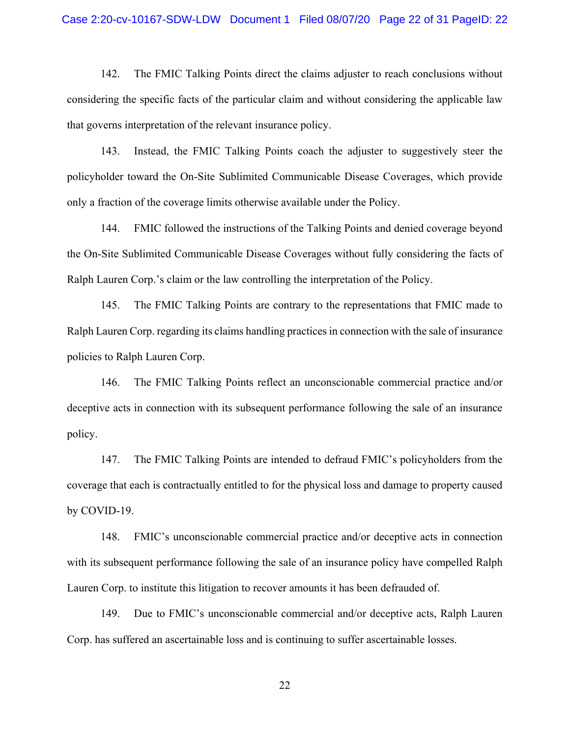142. The FMIC Talking Points direct the claims adjuster to reach conclusions without considering the specific facts of the particular claim and without considering the applicable law that governs interpretation of the relevant insurance policy.

143. Instead, the FMIC Talking Points coach the adjuster to suggestively steer the policyholder toward the On-Site Sublimited Communicable Disease Coverages, which provide only a fraction of the coverage limits otherwise available under the Policy.

144. FMIC followed the instructions of the Talking Points and denied coverage beyond the On-Site Sublimited Communicable Disease Coverages without fully considering the facts of Ralph Lauren Corp.'s claim or the law controlling the interpretation of the Policy.

145. The FMIC Talking Points are contrary to the representations that FMIC made to Ralph Lauren Corp. regarding its claims handling practices in connection with the sale of insurance policies to Ralph Lauren Corp.

146. The FMIC Talking Points reflect an unconscionable commercial practice and/or deceptive acts in connection with its subsequent performance following the sale of an insurance policy.

147. The FMIC Talking Points are intended to defraud FMIC's policyholders from the coverage that each is contractually entitled to for the physical loss and damage to property caused by COVID-19.

148. FMIC's unconscionable commercial practice and/or deceptive acts in connection with its subsequent performance following the sale of an insurance policy have compelled Ralph Lauren Corp. to institute this litigation to recover amounts it has been defrauded of.

149. Due to FMIC's unconscionable commercial and/or deceptive acts, Ralph Lauren Corp. has suffered an ascertainable loss and is continuing to suffer ascertainable losses.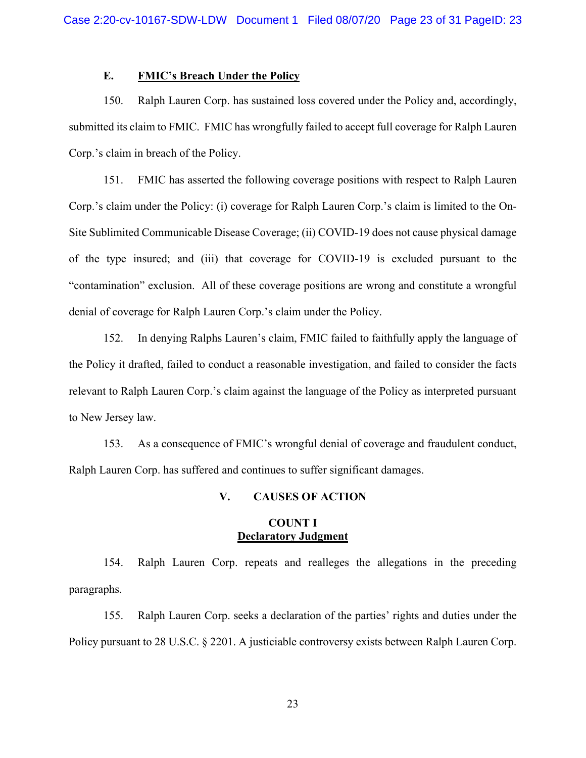### E. FMIC's Breach Under the Policy

150. Ralph Lauren Corp. has sustained loss covered under the Policy and, accordingly, submitted its claim to FMIC. FMIC has wrongfully failed to accept full coverage for Ralph Lauren Corp.'s claim in breach of the Policy.

151. FMIC has asserted the following coverage positions with respect to Ralph Lauren Corp.'s claim under the Policy: (i) coverage for Ralph Lauren Corp.'s claim is limited to the On-Site Sublimited Communicable Disease Coverage; (ii) COVID-19 does not cause physical damage of the type insured; and (iii) that coverage for COVID-19 is excluded pursuant to the "contamination" exclusion. All of these coverage positions are wrong and constitute a wrongful denial of coverage for Ralph Lauren Corp.'s claim under the Policy.

152. In denying Ralphs Lauren's claim, FMIC failed to faithfully apply the language of the Policy it drafted, failed to conduct a reasonable investigation, and failed to consider the facts relevant to Ralph Lauren Corp.'s claim against the language of the Policy as interpreted pursuant to New Jersey law.

153. As a consequence of FMIC's wrongful denial of coverage and fraudulent conduct, Ralph Lauren Corp. has suffered and continues to suffer significant damages.

## V. CAUSES OF ACTION

### COUNT I
### Declaratory Judgment

154. Ralph Lauren Corp. repeats and realleges the allegations in the preceding paragraphs.

155. Ralph Lauren Corp. seeks a declaration of the parties' rights and duties under the Policy pursuant to 28 U.S.C. § 2201. A justiciable controversy exists between Ralph Lauren Corp.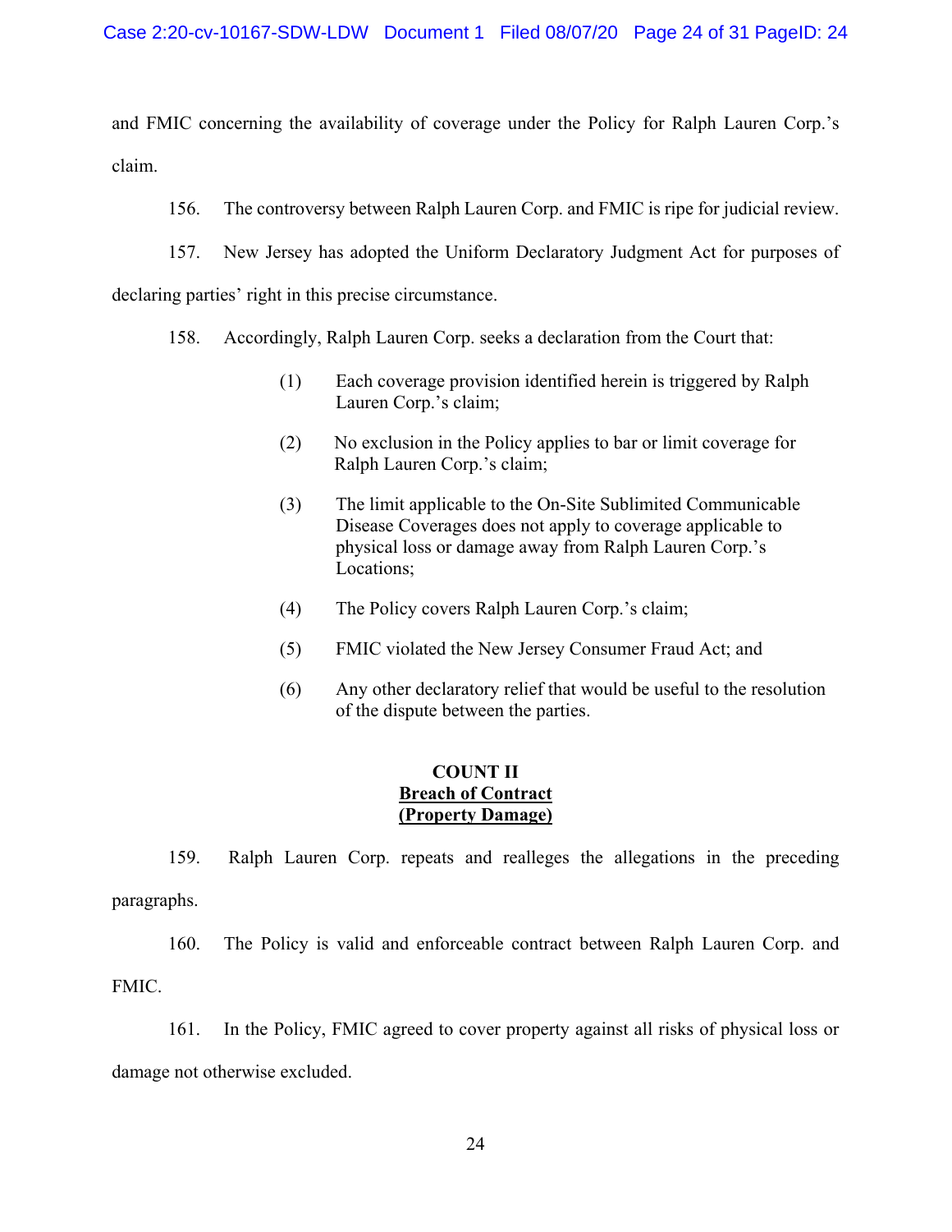and FMIC concerning the availability of coverage under the Policy for Ralph Lauren Corp.'s claim.

156. The controversy between Ralph Lauren Corp. and FMIC is ripe for judicial review.

157. New Jersey has adopted the Uniform Declaratory Judgment Act for purposes of declaring parties' right in this precise circumstance.

158. Accordingly, Ralph Lauren Corp. seeks a declaration from the Court that:

> (1) Each coverage provision identified herein is triggered by Ralph Lauren Corp.'s claim;
>
> (2) No exclusion in the Policy applies to bar or limit coverage for Ralph Lauren Corp.'s claim;
>
> (3) The limit applicable to the On-Site Sublimited Communicable Disease Coverages does not apply to coverage applicable to physical loss or damage away from Ralph Lauren Corp.'s Locations;
>
> (4) The Policy covers Ralph Lauren Corp.'s claim;
>
> (5) FMIC violated the New Jersey Consumer Fraud Act; and
>
> (6) Any other declaratory relief that would be useful to the resolution of the dispute between the parties.

**COUNT II**
**<u>Breach of Contract</u>**
**<u>(Property Damage)</u>**

159. Ralph Lauren Corp. repeats and realleges the allegations in the preceding paragraphs.

160. The Policy is valid and enforceable contract between Ralph Lauren Corp. and FMIC.

161. In the Policy, FMIC agreed to cover property against all risks of physical loss or damage not otherwise excluded.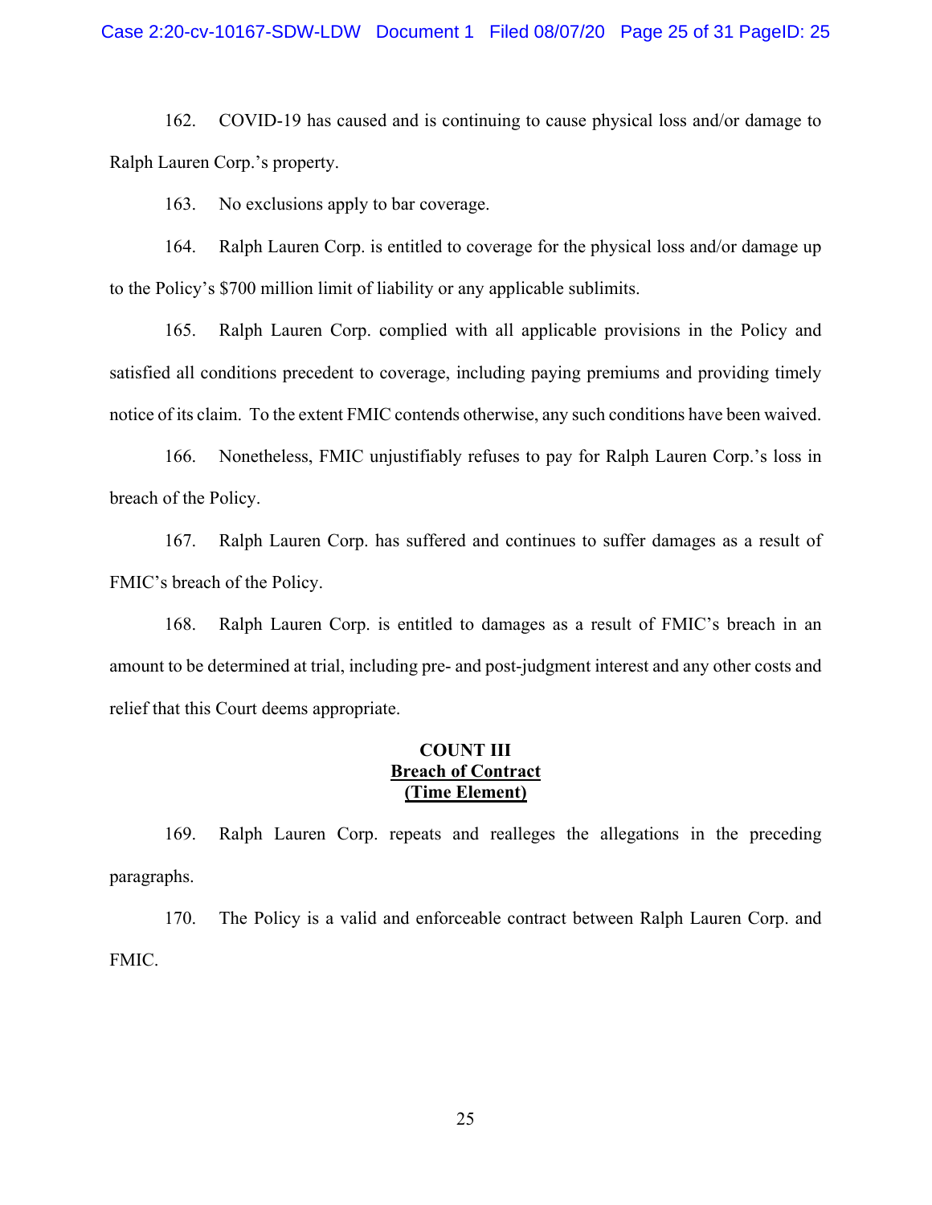162. COVID-19 has caused and is continuing to cause physical loss and/or damage to Ralph Lauren Corp.'s property.

163. No exclusions apply to bar coverage.

164. Ralph Lauren Corp. is entitled to coverage for the physical loss and/or damage up to the Policy's $700 million limit of liability or any applicable sublimits.

165. Ralph Lauren Corp. complied with all applicable provisions in the Policy and satisfied all conditions precedent to coverage, including paying premiums and providing timely notice of its claim. To the extent FMIC contends otherwise, any such conditions have been waived.

166. Nonetheless, FMIC unjustifiably refuses to pay for Ralph Lauren Corp.'s loss in breach of the Policy.

167. Ralph Lauren Corp. has suffered and continues to suffer damages as a result of FMIC's breach of the Policy.

168. Ralph Lauren Corp. is entitled to damages as a result of FMIC's breach in an amount to be determined at trial, including pre- and post-judgment interest and any other costs and relief that this Court deems appropriate.

## COUNT III
## Breach of Contract
## (Time Element)

169. Ralph Lauren Corp. repeats and realleges the allegations in the preceding paragraphs.

170. The Policy is a valid and enforceable contract between Ralph Lauren Corp. and FMIC.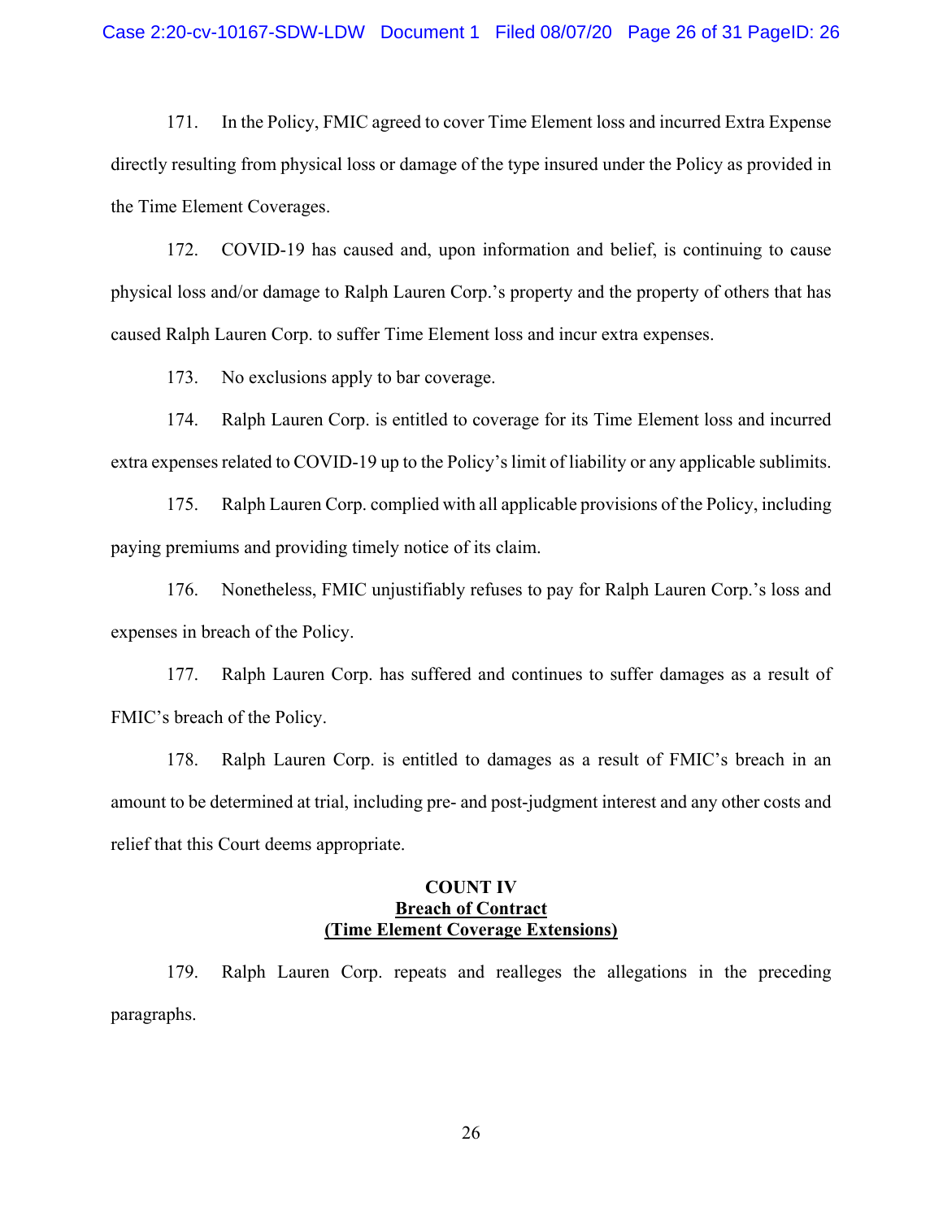171. In the Policy, FMIC agreed to cover Time Element loss and incurred Extra Expense directly resulting from physical loss or damage of the type insured under the Policy as provided in the Time Element Coverages.

172. COVID-19 has caused and, upon information and belief, is continuing to cause physical loss and/or damage to Ralph Lauren Corp.'s property and the property of others that has caused Ralph Lauren Corp. to suffer Time Element loss and incur extra expenses.

173. No exclusions apply to bar coverage.

174. Ralph Lauren Corp. is entitled to coverage for its Time Element loss and incurred extra expenses related to COVID-19 up to the Policy's limit of liability or any applicable sublimits.

175. Ralph Lauren Corp. complied with all applicable provisions of the Policy, including paying premiums and providing timely notice of its claim.

176. Nonetheless, FMIC unjustifiably refuses to pay for Ralph Lauren Corp.'s loss and expenses in breach of the Policy.

177. Ralph Lauren Corp. has suffered and continues to suffer damages as a result of FMIC's breach of the Policy.

178. Ralph Lauren Corp. is entitled to damages as a result of FMIC's breach in an amount to be determined at trial, including pre- and post-judgment interest and any other costs and relief that this Court deems appropriate.

## COUNT IV
## Breach of Contract
## (Time Element Coverage Extensions)

179. Ralph Lauren Corp. repeats and realleges the allegations in the preceding paragraphs.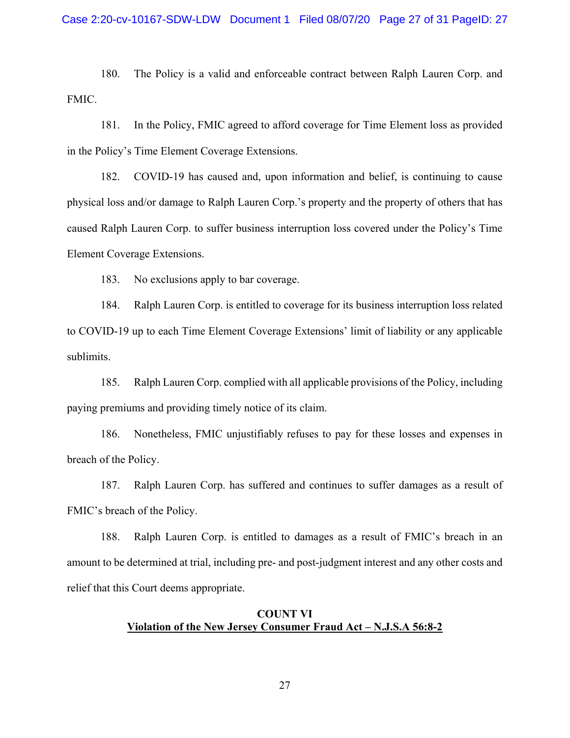180. The Policy is a valid and enforceable contract between Ralph Lauren Corp. and FMIC.

181. In the Policy, FMIC agreed to afford coverage for Time Element loss as provided in the Policy's Time Element Coverage Extensions.

182. COVID-19 has caused and, upon information and belief, is continuing to cause physical loss and/or damage to Ralph Lauren Corp.'s property and the property of others that has caused Ralph Lauren Corp. to suffer business interruption loss covered under the Policy's Time Element Coverage Extensions.

183. No exclusions apply to bar coverage.

184. Ralph Lauren Corp. is entitled to coverage for its business interruption loss related to COVID-19 up to each Time Element Coverage Extensions' limit of liability or any applicable sublimits.

185. Ralph Lauren Corp. complied with all applicable provisions of the Policy, including paying premiums and providing timely notice of its claim.

186. Nonetheless, FMIC unjustifiably refuses to pay for these losses and expenses in breach of the Policy.

187. Ralph Lauren Corp. has suffered and continues to suffer damages as a result of FMIC's breach of the Policy.

188. Ralph Lauren Corp. is entitled to damages as a result of FMIC's breach in an amount to be determined at trial, including pre- and post-judgment interest and any other costs and relief that this Court deems appropriate.

## COUNT VI
## <u>Violation of the New Jersey Consumer Fraud Act – N.J.S.A 56:8-2</u>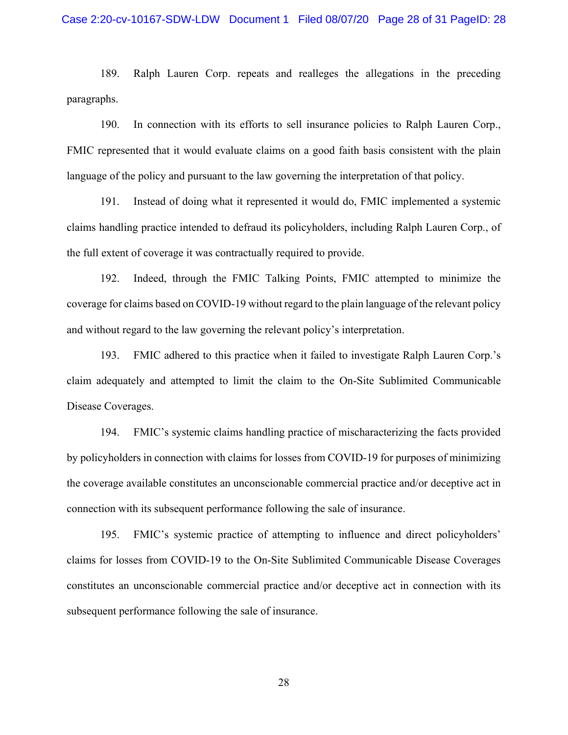189. Ralph Lauren Corp. repeats and realleges the allegations in the preceding paragraphs.

190. In connection with its efforts to sell insurance policies to Ralph Lauren Corp., FMIC represented that it would evaluate claims on a good faith basis consistent with the plain language of the policy and pursuant to the law governing the interpretation of that policy.

191. Instead of doing what it represented it would do, FMIC implemented a systemic claims handling practice intended to defraud its policyholders, including Ralph Lauren Corp., of the full extent of coverage it was contractually required to provide.

192. Indeed, through the FMIC Talking Points, FMIC attempted to minimize the coverage for claims based on COVID-19 without regard to the plain language of the relevant policy and without regard to the law governing the relevant policy's interpretation.

193. FMIC adhered to this practice when it failed to investigate Ralph Lauren Corp.'s claim adequately and attempted to limit the claim to the On-Site Sublimited Communicable Disease Coverages.

194. FMIC's systemic claims handling practice of mischaracterizing the facts provided by policyholders in connection with claims for losses from COVID-19 for purposes of minimizing the coverage available constitutes an unconscionable commercial practice and/or deceptive act in connection with its subsequent performance following the sale of insurance.

195. FMIC's systemic practice of attempting to influence and direct policyholders' claims for losses from COVID-19 to the On-Site Sublimited Communicable Disease Coverages constitutes an unconscionable commercial practice and/or deceptive act in connection with its subsequent performance following the sale of insurance.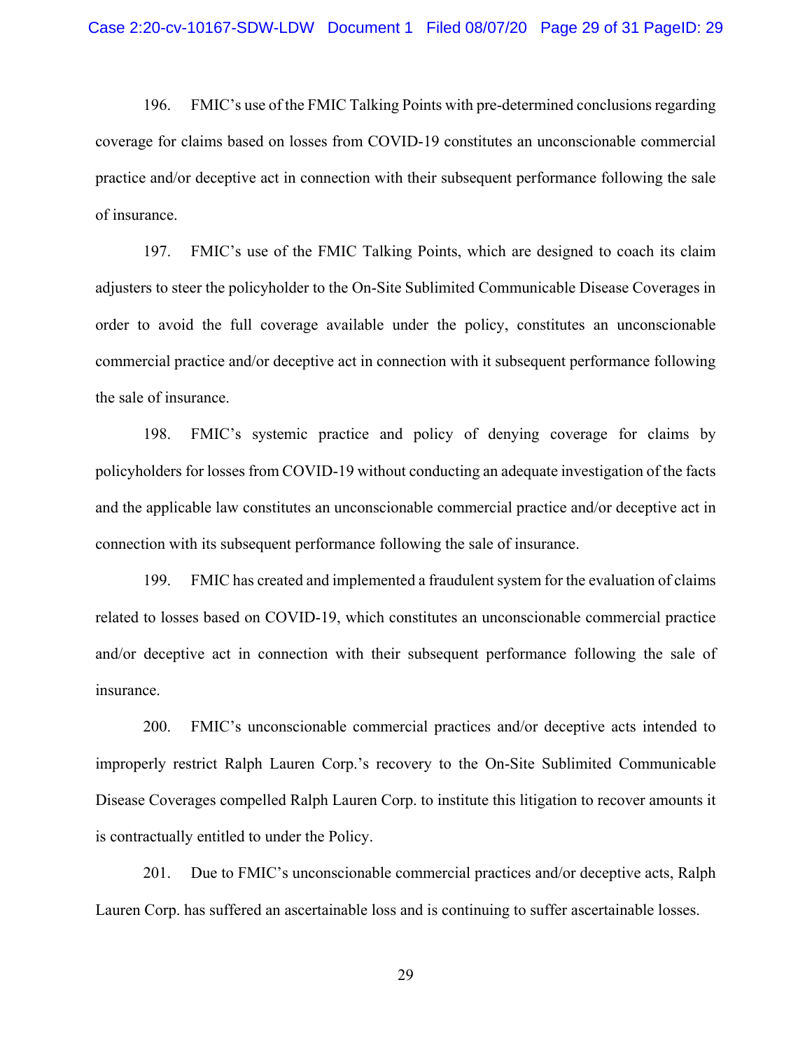196. FMIC's use of the FMIC Talking Points with pre-determined conclusions regarding coverage for claims based on losses from COVID-19 constitutes an unconscionable commercial practice and/or deceptive act in connection with their subsequent performance following the sale of insurance.

197. FMIC's use of the FMIC Talking Points, which are designed to coach its claim adjusters to steer the policyholder to the On-Site Sublimited Communicable Disease Coverages in order to avoid the full coverage available under the policy, constitutes an unconscionable commercial practice and/or deceptive act in connection with it subsequent performance following the sale of insurance.

198. FMIC's systemic practice and policy of denying coverage for claims by policyholders for losses from COVID-19 without conducting an adequate investigation of the facts and the applicable law constitutes an unconscionable commercial practice and/or deceptive act in connection with its subsequent performance following the sale of insurance.

199. FMIC has created and implemented a fraudulent system for the evaluation of claims related to losses based on COVID-19, which constitutes an unconscionable commercial practice and/or deceptive act in connection with their subsequent performance following the sale of insurance.

200. FMIC's unconscionable commercial practices and/or deceptive acts intended to improperly restrict Ralph Lauren Corp.'s recovery to the On-Site Sublimited Communicable Disease Coverages compelled Ralph Lauren Corp. to institute this litigation to recover amounts it is contractually entitled to under the Policy.

201. Due to FMIC's unconscionable commercial practices and/or deceptive acts, Ralph Lauren Corp. has suffered an ascertainable loss and is continuing to suffer ascertainable losses.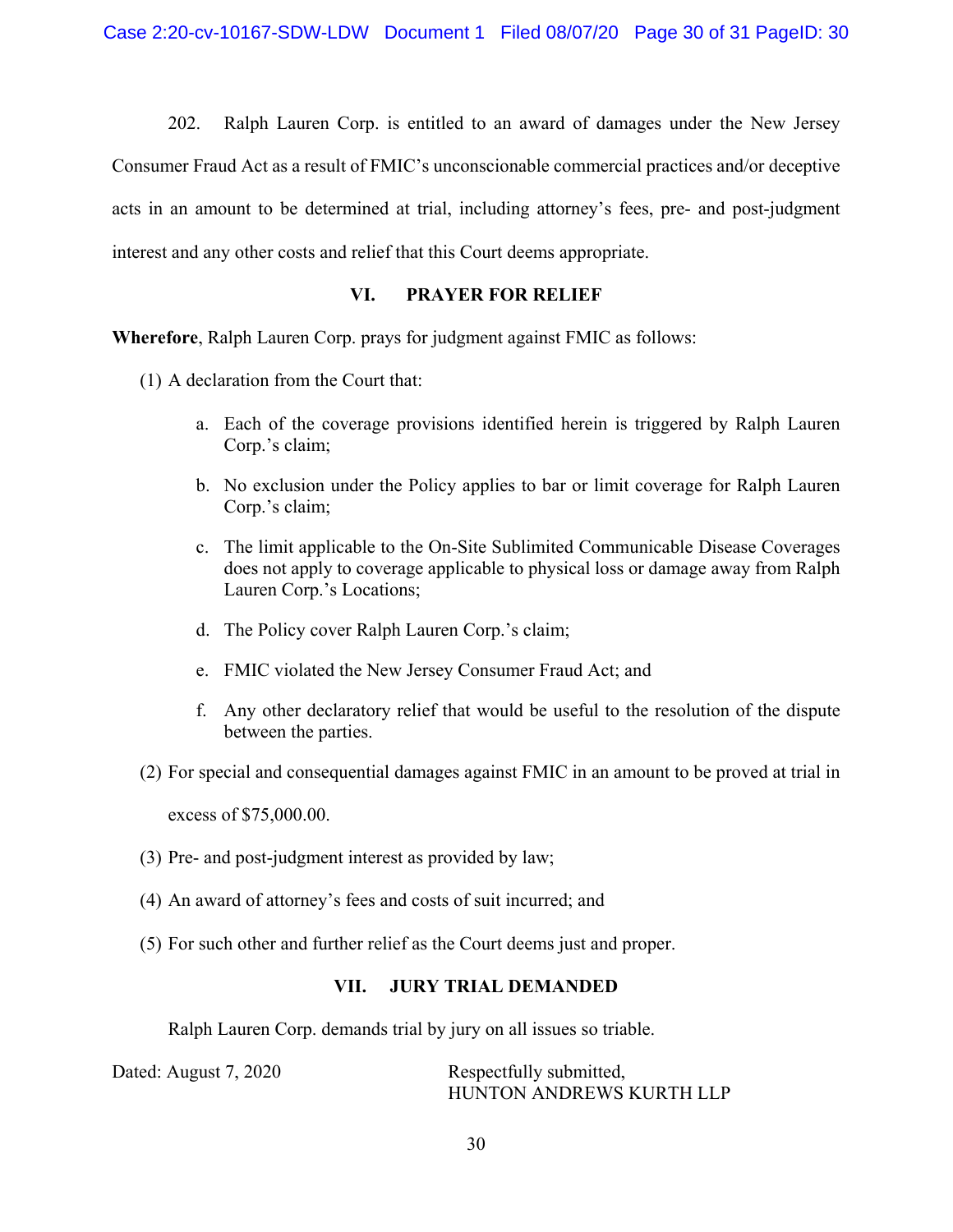202. Ralph Lauren Corp. is entitled to an award of damages under the New Jersey Consumer Fraud Act as a result of FMIC's unconscionable commercial practices and/or deceptive acts in an amount to be determined at trial, including attorney's fees, pre- and post-judgment interest and any other costs and relief that this Court deems appropriate.

## VI. PRAYER FOR RELIEF

**Wherefore**, Ralph Lauren Corp. prays for judgment against FMIC as follows:

(1) A declaration from the Court that:

a. Each of the coverage provisions identified herein is triggered by Ralph Lauren Corp.'s claim;

b. No exclusion under the Policy applies to bar or limit coverage for Ralph Lauren Corp.'s claim;

c. The limit applicable to the On-Site Sublimited Communicable Disease Coverages does not apply to coverage applicable to physical loss or damage away from Ralph Lauren Corp.'s Locations;

d. The Policy cover Ralph Lauren Corp.'s claim;

e. FMIC violated the New Jersey Consumer Fraud Act; and

f. Any other declaratory relief that would be useful to the resolution of the dispute between the parties.

(2) For special and consequential damages against FMIC in an amount to be proved at trial in excess of $75,000.00.

(3) Pre- and post-judgment interest as provided by law;

(4) An award of attorney's fees and costs of suit incurred; and

(5) For such other and further relief as the Court deems just and proper.

## VII. JURY TRIAL DEMANDED

Ralph Lauren Corp. demands trial by jury on all issues so triable.

Dated: August 7, 2020

Respectfully submitted,
HUNTON ANDREWS KURTH LLP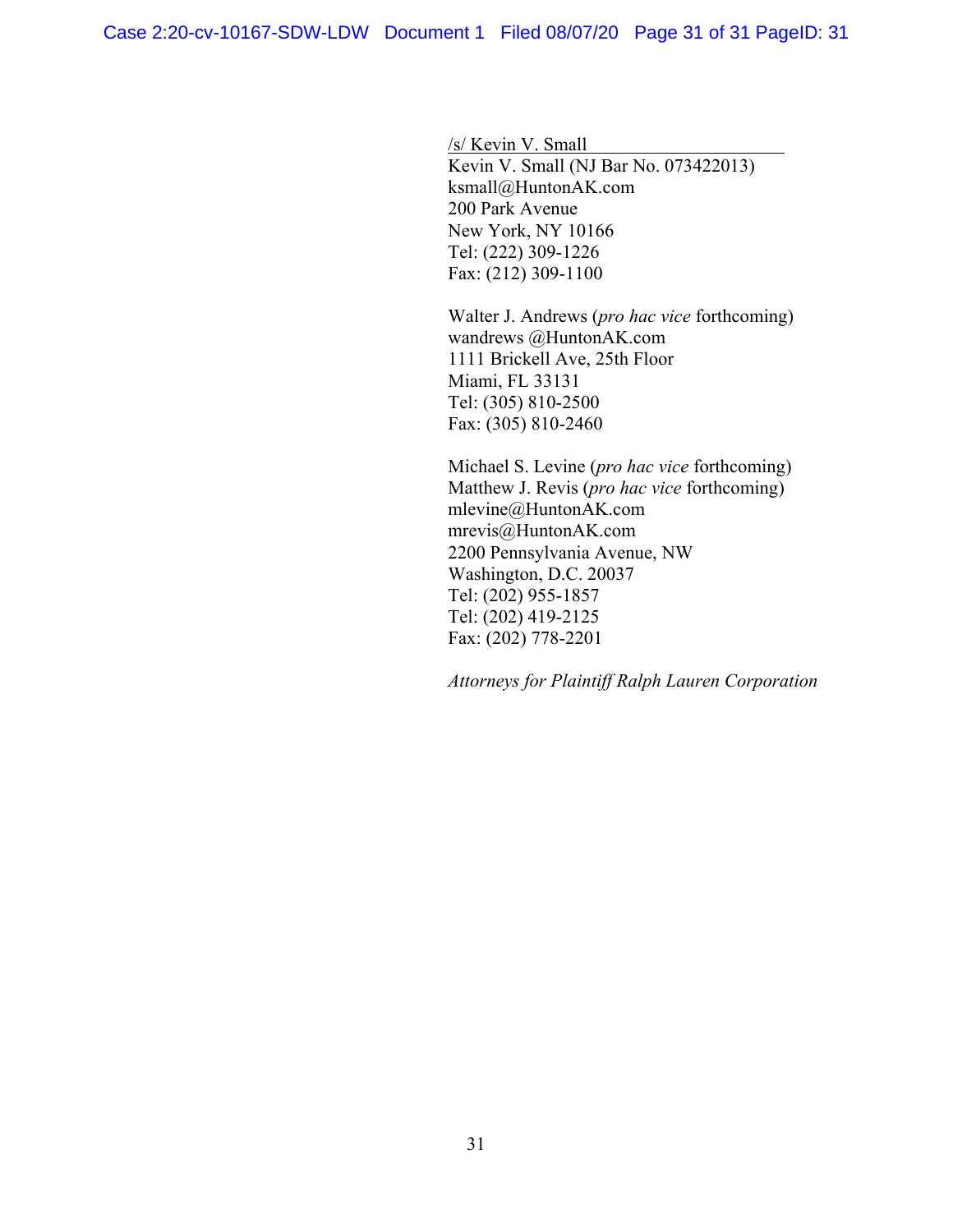/s/ Kevin V. Small
Kevin V. Small (NJ Bar No. 073422013)
ksmall@HuntonAK.com
200 Park Avenue
New York, NY 10166
Tel: (222) 309-1226
Fax: (212) 309-1100

Walter J. Andrews (*pro hac vice* forthcoming)
wandrews @HuntonAK.com
1111 Brickell Ave, 25th Floor
Miami, FL 33131
Tel: (305) 810-2500
Fax: (305) 810-2460

Michael S. Levine (*pro hac vice* forthcoming)
Matthew J. Revis (*pro hac vice* forthcoming)
mlevine@HuntonAK.com
mrevis@HuntonAK.com
2200 Pennsylvania Avenue, NW
Washington, D.C. 20037
Tel: (202) 955-1857
Tel: (202) 419-2125
Fax: (202) 778-2201

*Attorneys for Plaintiff Ralph Lauren Corporation*